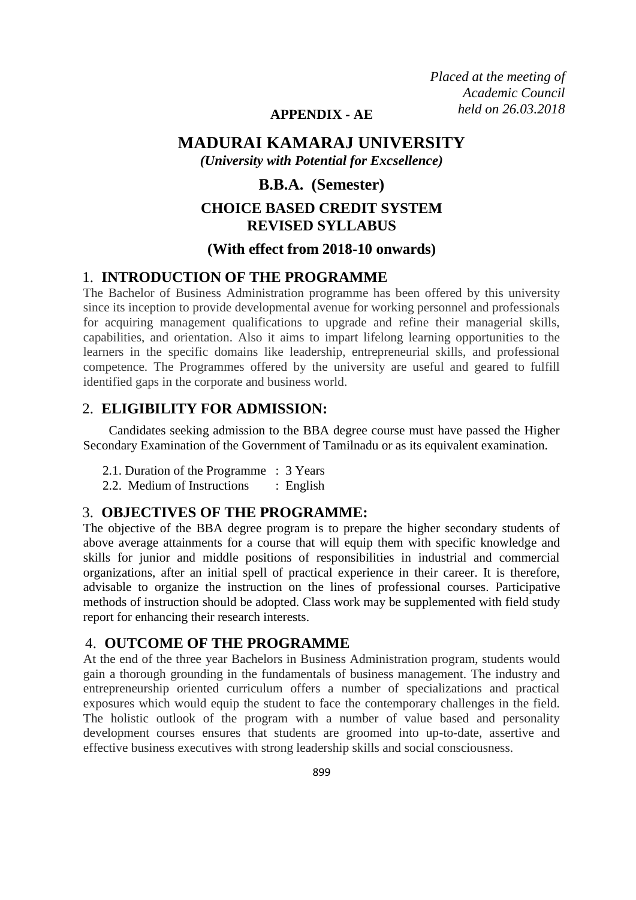*Placed at the meeting of Academic Council held on 26.03.2018*

**APPENDIX - AE**

# MADURAI KAMARAJ UNIVERSITY

*(University with Potential for Excsellence)*

## B.B.A. (Semester)

## CHOICE BASED CREDIT SYSTEM REVISED SYLLABUS

### (With effect from 2018-10 onwards)

## 1. INTRODUCTION OF THE PROGRAMME

The Bachelor of Business Administration programme has been offered by this university since its inception to provide developmental avenue for working personnel and professionals for acquiring management qualifications to upgrade and refine their managerial skills, capabilities, and orientation. Also it aims to impart lifelong learning opportunities to the learners in the specific domains like leadership, entrepreneurial skills, and professional competence. The Programmes offered by the university are useful and geared to fulfill identified gaps in the corporate and business world.

## 2. ELIGIBILITY FOR ADMISSION:

Candidates seeking admission to the BBA degree course must have passed the Higher Secondary Examination of the Government of Tamilnadu or as its equivalent examination.

2.1. Duration of the Programme : 3 Years
2.2. Medium of Instructions : English

## 3. OBJECTIVES OF THE PROGRAMME:

The objective of the BBA degree program is to prepare the higher secondary students of above average attainments for a course that will equip them with specific knowledge and skills for junior and middle positions of responsibilities in industrial and commercial organizations, after an initial spell of practical experience in their career. It is therefore, advisable to organize the instruction on the lines of professional courses. Participative methods of instruction should be adopted. Class work may be supplemented with field study report for enhancing their research interests.

## 4. OUTCOME OF THE PROGRAMME

At the end of the three year Bachelors in Business Administration program, students would gain a thorough grounding in the fundamentals of business management. The industry and entrepreneurship oriented curriculum offers a number of specializations and practical exposures which would equip the student to face the contemporary challenges in the field. The holistic outlook of the program with a number of value based and personality development courses ensures that students are groomed into up-to-date, assertive and effective business executives with strong leadership skills and social consciousness.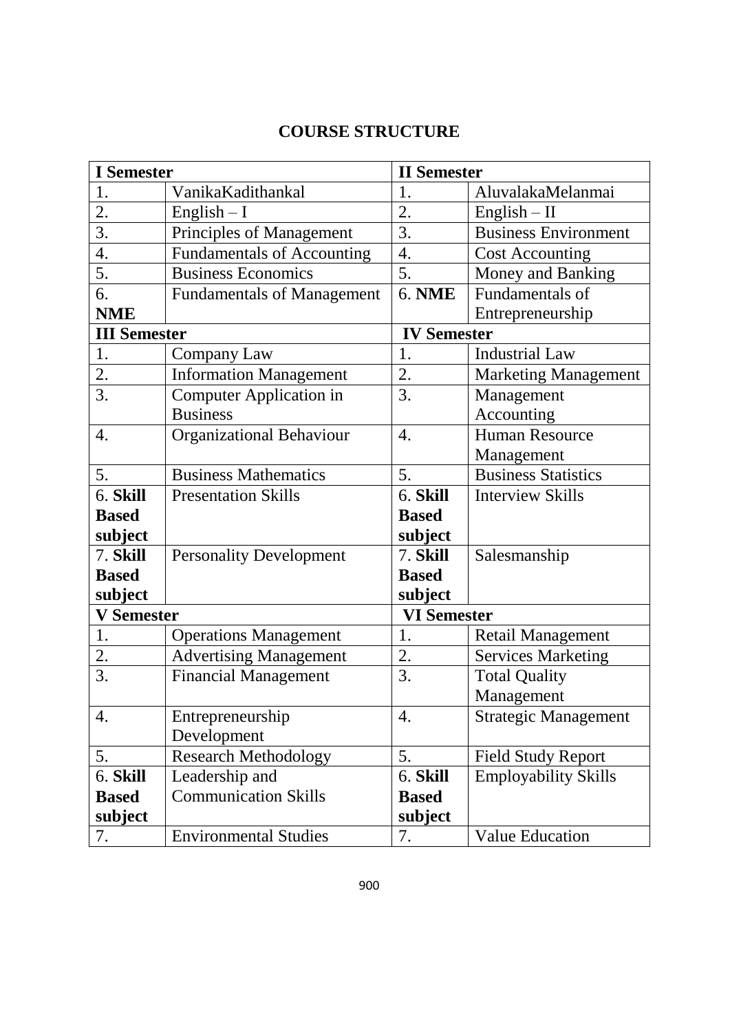# COURSE STRUCTURE

| **I Semester** | | **II Semester** | |
|---|---|---|---|
| 1. | VanikaKadithankal | 1. | AluvalakaMelanmai |
| 2. | English – I | 2. | English – II |
| 3. | Principles of Management | 3. | Business Environment |
| 4. | Fundamentals of Accounting | 4. | Cost Accounting |
| 5. | Business Economics | 5. | Money and Banking |
| 6. **NME** | Fundamentals of Management | 6. **NME** | Fundamentals of Entrepreneurship |
| **III Semester** | | **IV Semester** | |
| 1. | Company Law | 1. | Industrial Law |
| 2. | Information Management | 2. | Marketing Management |
| 3. | Computer Application in Business | 3. | Management Accounting |
| 4. | Organizational Behaviour | 4. | Human Resource Management |
| 5. | Business Mathematics | 5. | Business Statistics |
| 6. **Skill Based subject** | Presentation Skills | 6. **Skill Based subject** | Interview Skills |
| 7. **Skill Based subject** | Personality Development | 7. **Skill Based subject** | Salesmanship |
| **V Semester** | | **VI Semester** | |
| 1. | Operations Management | 1. | Retail Management |
| 2. | Advertising Management | 2. | Services Marketing |
| 3. | Financial Management | 3. | Total Quality Management |
| 4. | Entrepreneurship Development | 4. | Strategic Management |
| 5. | Research Methodology | 5. | Field Study Report |
| 6. **Skill Based subject** | Leadership and Communication Skills | 6. **Skill Based subject** | Employability Skills |
| 7. | Environmental Studies | 7. | Value Education |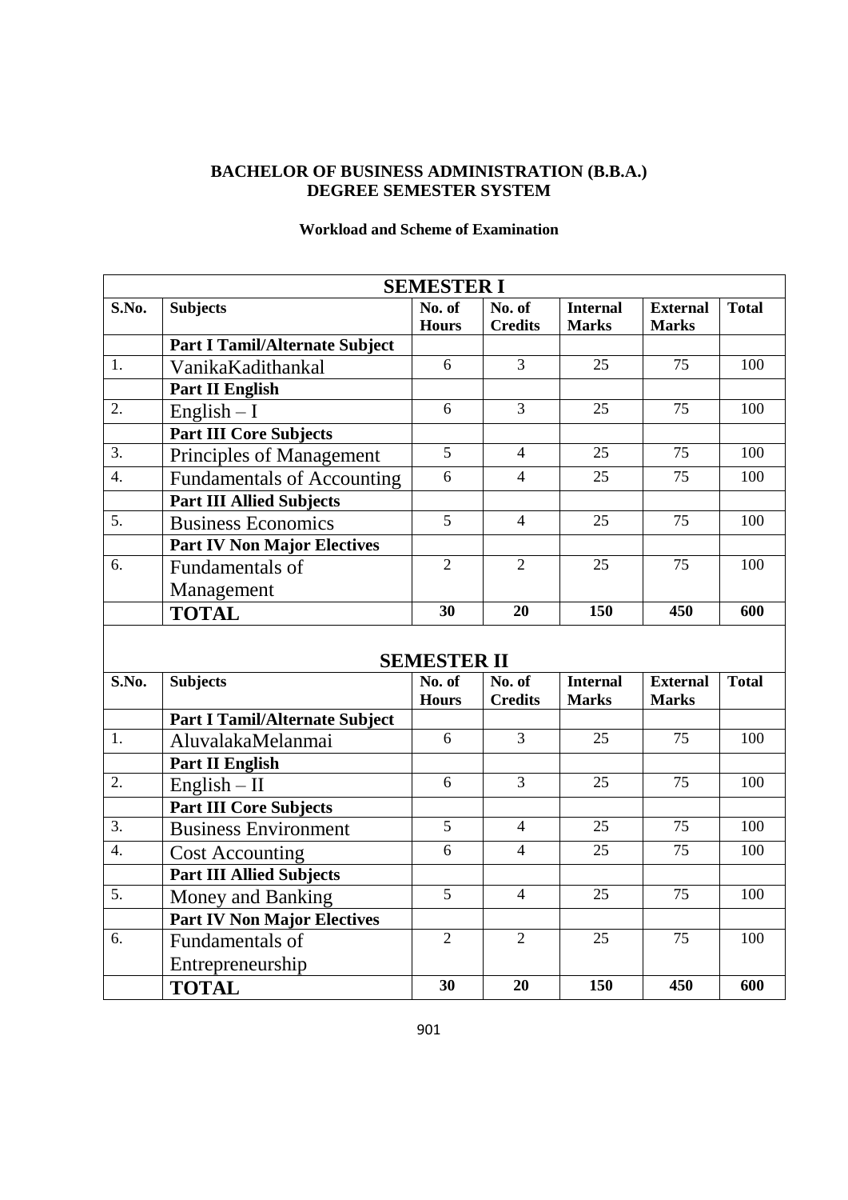**BACHELOR OF BUSINESS ADMINISTRATION (B.B.A.)**
**DEGREE SEMESTER SYSTEM**

**Workload and Scheme of Examination**

| **SEMESTER I** | | | | | | |
|---|---|---|---|---|---|---|
| **S.No.** | **Subjects** | **No. of Hours** | **No. of Credits** | **Internal Marks** | **External Marks** | **Total** |
| | **Part I Tamil/Alternate Subject** | | | | | |
| 1. | VanikaKadithankal | 6 | 3 | 25 | 75 | 100 |
| | **Part II English** | | | | | |
| 2. | English – I | 6 | 3 | 25 | 75 | 100 |
| | **Part III Core Subjects** | | | | | |
| 3. | Principles of Management | 5 | 4 | 25 | 75 | 100 |
| 4. | Fundamentals of Accounting | 6 | 4 | 25 | 75 | 100 |
| | **Part III Allied Subjects** | | | | | |
| 5. | Business Economics | 5 | 4 | 25 | 75 | 100 |
| | **Part IV Non Major Electives** | | | | | |
| 6. | Fundamentals of Management | 2 | 2 | 25 | 75 | 100 |
| | **TOTAL** | **30** | **20** | **150** | **450** | **600** |

| **SEMESTER II** | | | | | | |
|---|---|---|---|---|---|---|
| **S.No.** | **Subjects** | **No. of Hours** | **No. of Credits** | **Internal Marks** | **External Marks** | **Total** |
| | **Part I Tamil/Alternate Subject** | | | | | |
| 1. | AluvalakaMelanmai | 6 | 3 | 25 | 75 | 100 |
| | **Part II English** | | | | | |
| 2. | English – II | 6 | 3 | 25 | 75 | 100 |
| | **Part III Core Subjects** | | | | | |
| 3. | Business Environment | 5 | 4 | 25 | 75 | 100 |
| 4. | Cost Accounting | 6 | 4 | 25 | 75 | 100 |
| | **Part III Allied Subjects** | | | | | |
| 5. | Money and Banking | 5 | 4 | 25 | 75 | 100 |
| | **Part IV Non Major Electives** | | | | | |
| 6. | Fundamentals of Entrepreneurship | 2 | 2 | 25 | 75 | 100 |
| | **TOTAL** | **30** | **20** | **150** | **450** | **600** |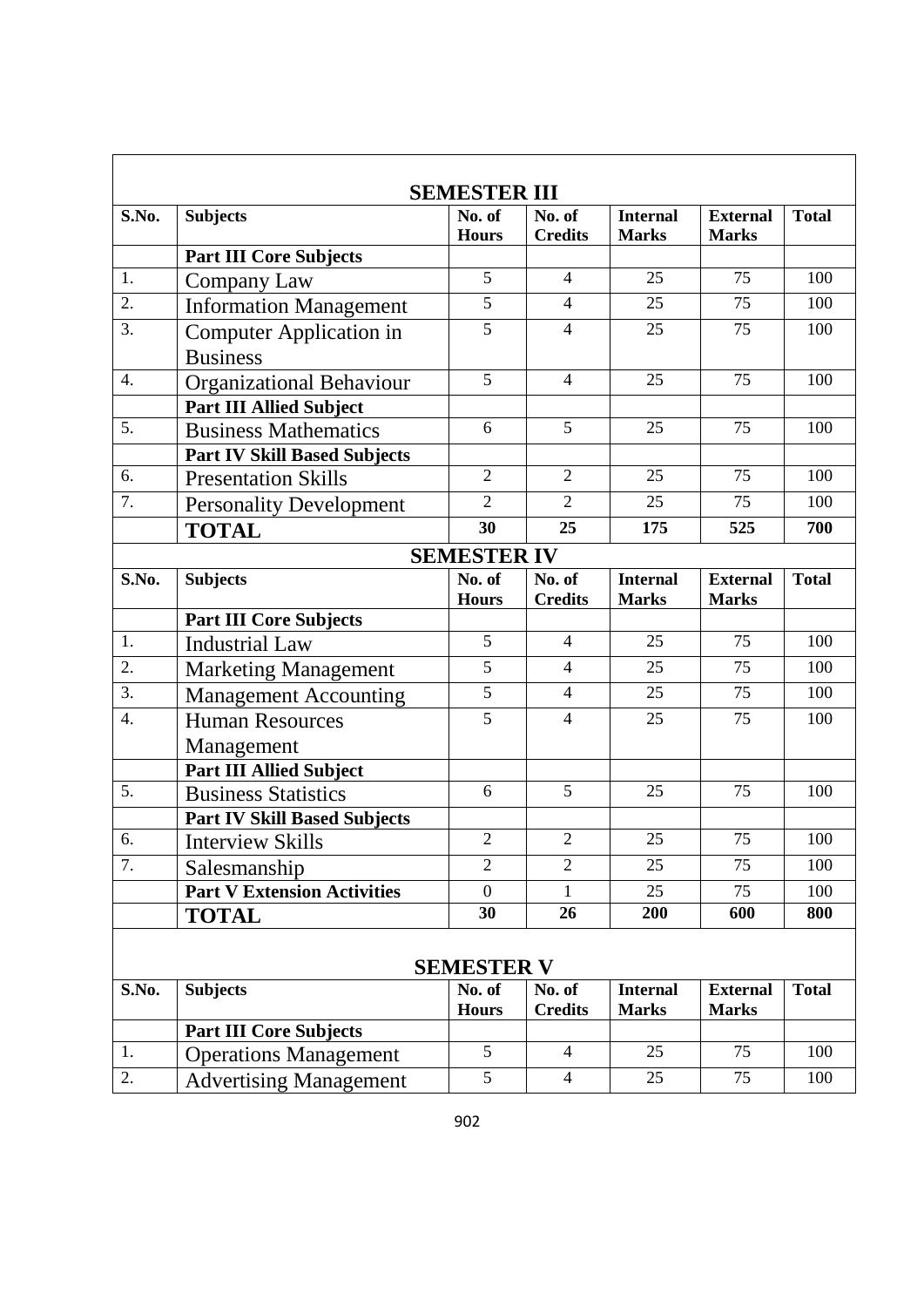## SEMESTER III

| S.No. | Subjects | No. of Hours | No. of Credits | Internal Marks | External Marks | Total |
|---|---|---|---|---|---|---|
| | **Part III Core Subjects** | | | | | |
| 1. | Company Law | 5 | 4 | 25 | 75 | 100 |
| 2. | Information Management | 5 | 4 | 25 | 75 | 100 |
| 3. | Computer Application in Business | 5 | 4 | 25 | 75 | 100 |
| 4. | Organizational Behaviour | 5 | 4 | 25 | 75 | 100 |
| | **Part III Allied Subject** | | | | | |
| 5. | Business Mathematics | 6 | 5 | 25 | 75 | 100 |
| | **Part IV Skill Based Subjects** | | | | | |
| 6. | Presentation Skills | 2 | 2 | 25 | 75 | 100 |
| 7. | Personality Development | 2 | 2 | 25 | 75 | 100 |
| | **TOTAL** | **30** | **25** | **175** | **525** | **700** |

## SEMESTER IV

| S.No. | Subjects | No. of Hours | No. of Credits | Internal Marks | External Marks | Total |
|---|---|---|---|---|---|---|
| | **Part III Core Subjects** | | | | | |
| 1. | Industrial Law | 5 | 4 | 25 | 75 | 100 |
| 2. | Marketing Management | 5 | 4 | 25 | 75 | 100 |
| 3. | Management Accounting | 5 | 4 | 25 | 75 | 100 |
| 4. | Human Resources Management | 5 | 4 | 25 | 75 | 100 |
| | **Part III Allied Subject** | | | | | |
| 5. | Business Statistics | 6 | 5 | 25 | 75 | 100 |
| | **Part IV Skill Based Subjects** | | | | | |
| 6. | Interview Skills | 2 | 2 | 25 | 75 | 100 |
| 7. | Salesmanship | 2 | 2 | 25 | 75 | 100 |
| | **Part V Extension Activities** | 0 | 1 | 25 | 75 | 100 |
| | **TOTAL** | **30** | **26** | **200** | **600** | **800** |

## SEMESTER V

| S.No. | Subjects | No. of Hours | No. of Credits | Internal Marks | External Marks | Total |
|---|---|---|---|---|---|---|
| | **Part III Core Subjects** | | | | | |
| 1. | Operations Management | 5 | 4 | 25 | 75 | 100 |
| 2. | Advertising Management | 5 | 4 | 25 | 75 | 100 |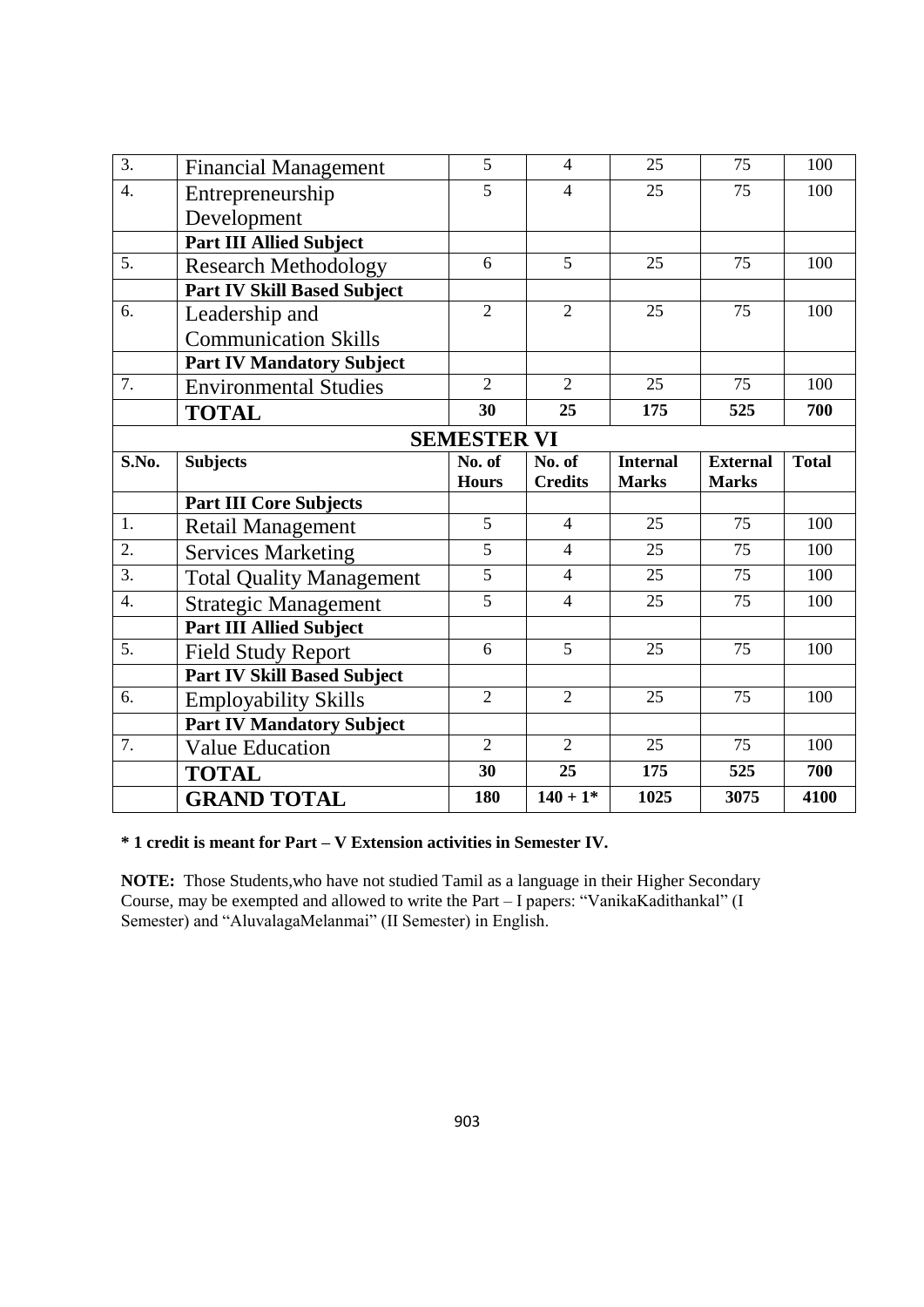| 3. | Financial Management | 5 | 4 | 25 | 75 | 100 |
|---|---|---|---|---|---|---|
| 4. | Entrepreneurship Development | 5 | 4 | 25 | 75 | 100 |
| | **Part III Allied Subject** | | | | | |
| 5. | Research Methodology | 6 | 5 | 25 | 75 | 100 |
| | **Part IV Skill Based Subject** | | | | | |
| 6. | Leadership and Communication Skills | 2 | 2 | 25 | 75 | 100 |
| | **Part IV Mandatory Subject** | | | | | |
| 7. | Environmental Studies | 2 | 2 | 25 | 75 | 100 |
| | **TOTAL** | **30** | **25** | **175** | **525** | **700** |

**SEMESTER VI**

| S.No. | Subjects | No. of Hours | No. of Credits | Internal Marks | External Marks | Total |
|---|---|---|---|---|---|---|
| | **Part III Core Subjects** | | | | | |
| 1. | Retail Management | 5 | 4 | 25 | 75 | 100 |
| 2. | Services Marketing | 5 | 4 | 25 | 75 | 100 |
| 3. | Total Quality Management | 5 | 4 | 25 | 75 | 100 |
| 4. | Strategic Management | 5 | 4 | 25 | 75 | 100 |
| | **Part III Allied Subject** | | | | | |
| 5. | Field Study Report | 6 | 5 | 25 | 75 | 100 |
| | **Part IV Skill Based Subject** | | | | | |
| 6. | Employability Skills | 2 | 2 | 25 | 75 | 100 |
| | **Part IV Mandatory Subject** | | | | | |
| 7. | Value Education | 2 | 2 | 25 | 75 | 100 |
| | **TOTAL** | **30** | **25** | **175** | **525** | **700** |
| | **GRAND TOTAL** | **180** | **140 + 1*** | **1025** | **3075** | **4100** |

**\* 1 credit is meant for Part – V Extension activities in Semester IV.**

**NOTE:** Those Students,who have not studied Tamil as a language in their Higher Secondary Course, may be exempted and allowed to write the Part – I papers: "VanikaKadithankal" (I Semester) and "AluvalagaMelanmai" (II Semester) in English.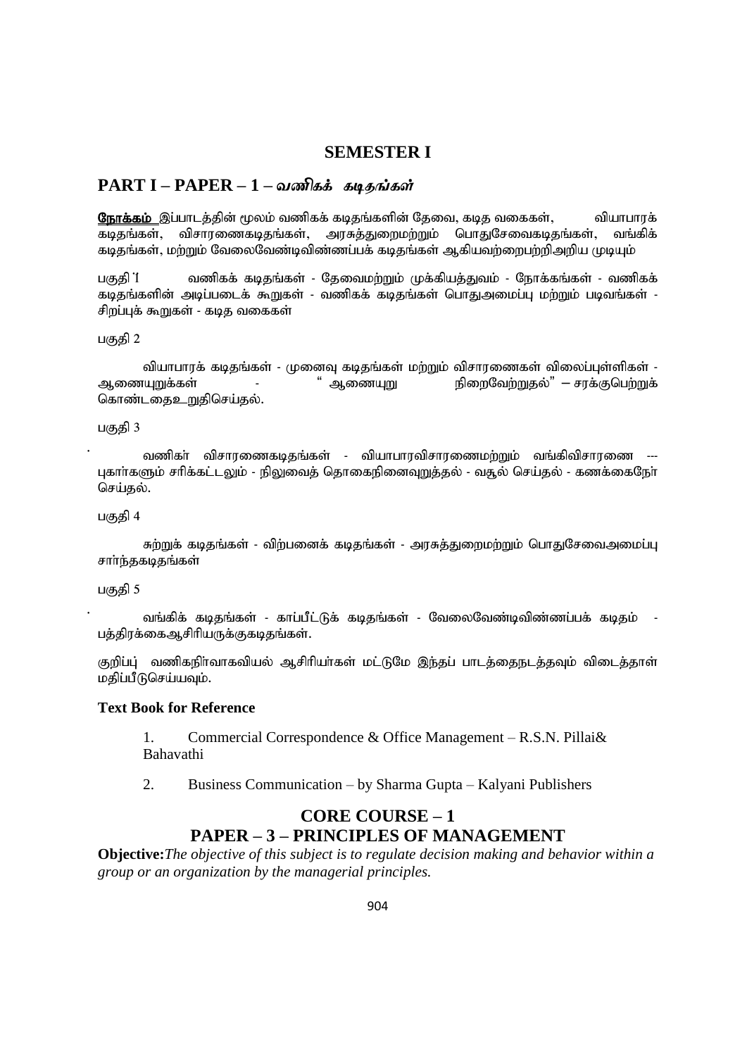## SEMESTER I

## PART I – PAPER – 1 – *வணிகக் கடிதங்கள்*

**நோக்கம்** இப்பாடத்தின் மூலம் வணிகக் கடிதங்களின் தேவை, கடித வகைகள், வியாபாரக் கடிதங்கள், விசாரணைகடிதங்கள், அரசுத்துறைமற்றும் பொதுசேவைகடிதங்கள், வங்கிக் கடிதங்கள், மற்றும் வேலைவேண்டிவிண்ணப்பக் கடிதங்கள் ஆகியவற்றைபற்றிஅறிய முடியும்

பகுதி 1 வணிகக் கடிதங்கள் - தேவைமற்றும் முக்கியத்துவம் - நோக்கங்கள் - வணிகக் கடிதங்களின் அடிப்படைக் கூறுகள் - வணிகக் கடிதங்கள் பொதுஅமைப்பு மற்றும் படிவங்கள் - சிறப்புக் கூறுகள் - கடித வகைகள்

பகுதி 2

வியாபாரக் கடிதங்கள் - முனைவு கடிதங்கள் மற்றும் விசாரணைகள் விலைப்புள்ளிகள் - ஆணையுறுக்கள் - " ஆணையுறு நிறைவேற்றுதல்" – சரக்குபெற்றுக் கொண்டதைஉறுதிசெய்தல்.

பகுதி 3

வணிகர் விசாரணைகடிதங்கள் - வியாபாரவிசாரணைமற்றும் வங்கிவிசாரணை --- புகார்களும் சரிக்கட்டலும் - நிலுவைத் தொகைநினைவுறுத்தல் - வசூல் செய்தல் - கணக்கைநேர் செய்தல்.

பகுதி 4

சுற்றுக் கடிதங்கள் - விற்பனைக் கடிதங்கள் - அரசுத்துறைமற்றும் பொதுசேவைஅமைப்பு சார்ந்தகடிதங்கள்

பகுதி 5

வங்கிக் கடிதங்கள் - காப்பீட்டுக் கடிதங்கள் - வேலைவேண்டிவிண்ணப்பக் கடிதம் - பத்திரக்கைஆசிரியருக்குகடிதங்கள்.

குறிப்பு வணிகநிர்வாகவியல் ஆசிரியர்கள் மட்டுமே இந்தப் பாடத்தைநடத்தவும் விடைத்தாள் மதிப்பீடுசெய்யவும்.

**Text Book for Reference**

1. Commercial Correspondence & Office Management – R.S.N. Pillai& Bahavathi
2. Business Communication – by Sharma Gupta – Kalyani Publishers

## CORE COURSE – 1
## PAPER – 3 – PRINCIPLES OF MANAGEMENT

**Objective:***The objective of this subject is to regulate decision making and behavior within a group or an organization by the managerial principles.*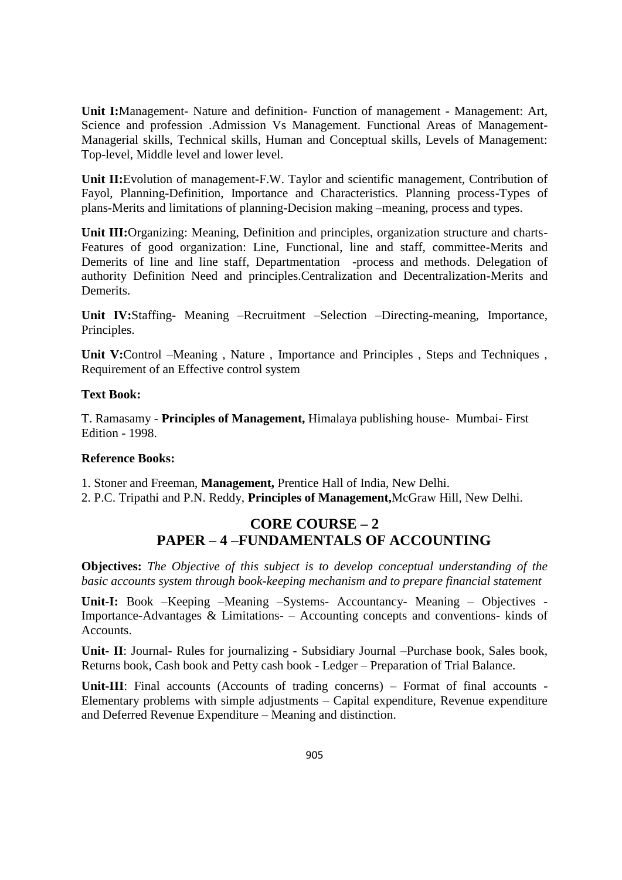**Unit I:**Management- Nature and definition- Function of management - Management: Art, Science and profession .Admission Vs Management. Functional Areas of Management- Managerial skills, Technical skills, Human and Conceptual skills, Levels of Management: Top-level, Middle level and lower level.

**Unit II:**Evolution of management-F.W. Taylor and scientific management, Contribution of Fayol, Planning-Definition, Importance and Characteristics. Planning process-Types of plans-Merits and limitations of planning-Decision making –meaning, process and types.

**Unit III:**Organizing: Meaning, Definition and principles, organization structure and charts-Features of good organization: Line, Functional, line and staff, committee-Merits and Demerits of line and line staff, Departmentation -process and methods. Delegation of authority Definition Need and principles.Centralization and Decentralization-Merits and Demerits.

**Unit IV:**Staffing- Meaning –Recruitment –Selection –Directing-meaning, Importance, Principles.

**Unit V:**Control –Meaning , Nature , Importance and Principles , Steps and Techniques , Requirement of an Effective control system

**Text Book:**

T. Ramasamy - **Principles of Management,** Himalaya publishing house- Mumbai- First Edition - 1998.

**Reference Books:**

1. Stoner and Freeman, **Management,** Prentice Hall of India, New Delhi.
2. P.C. Tripathi and P.N. Reddy, **Principles of Management,**McGraw Hill, New Delhi.

## CORE COURSE – 2
## PAPER – 4 –FUNDAMENTALS OF ACCOUNTING

**Objectives:** *The Objective of this subject is to develop conceptual understanding of the basic accounts system through book-keeping mechanism and to prepare financial statement*

**Unit-I:** Book –Keeping –Meaning –Systems- Accountancy- Meaning – Objectives - Importance-Advantages & Limitations- – Accounting concepts and conventions- kinds of Accounts.

**Unit- II**: Journal- Rules for journalizing - Subsidiary Journal –Purchase book, Sales book, Returns book, Cash book and Petty cash book - Ledger – Preparation of Trial Balance.

**Unit-III**: Final accounts (Accounts of trading concerns) – Format of final accounts - Elementary problems with simple adjustments – Capital expenditure, Revenue expenditure and Deferred Revenue Expenditure – Meaning and distinction.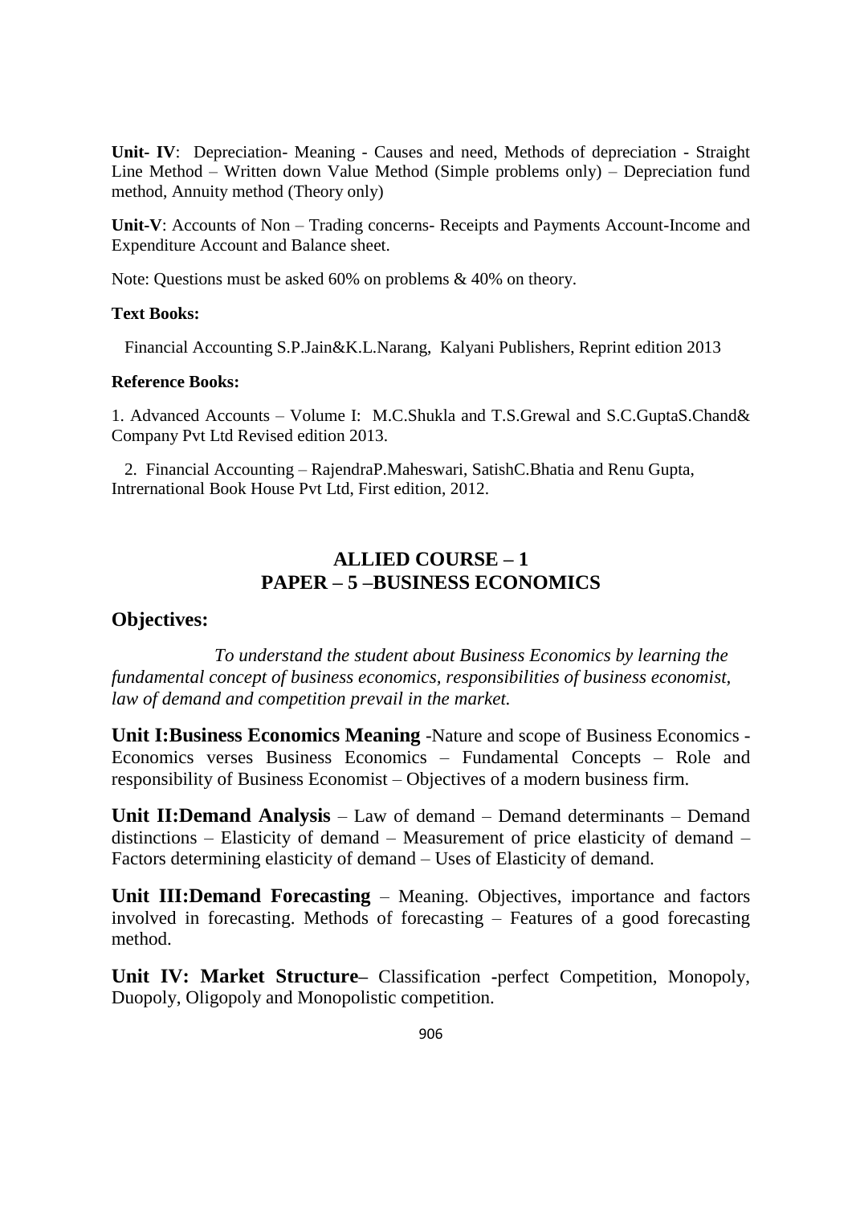**Unit- IV**: Depreciation- Meaning - Causes and need, Methods of depreciation - Straight Line Method – Written down Value Method (Simple problems only) – Depreciation fund method, Annuity method (Theory only)

**Unit-V**: Accounts of Non – Trading concerns- Receipts and Payments Account-Income and Expenditure Account and Balance sheet.

Note: Questions must be asked 60% on problems & 40% on theory.

**Text Books:**

Financial Accounting S.P.Jain&K.L.Narang, Kalyani Publishers, Reprint edition 2013

**Reference Books:**

1. Advanced Accounts – Volume I: M.C.Shukla and T.S.Grewal and S.C.GuptaS.Chand& Company Pvt Ltd Revised edition 2013.

2. Financial Accounting – RajendraP.Maheswari, SatishC.Bhatia and Renu Gupta, Intrernational Book House Pvt Ltd, First edition, 2012.

## ALLIED COURSE – 1
## PAPER – 5 –BUSINESS ECONOMICS

### Objectives:

*To understand the student about Business Economics by learning the fundamental concept of business economics, responsibilities of business economist, law of demand and competition prevail in the market.*

**Unit I:Business Economics Meaning** -Nature and scope of Business Economics - Economics verses Business Economics – Fundamental Concepts – Role and responsibility of Business Economist – Objectives of a modern business firm.

**Unit II:Demand Analysis** – Law of demand – Demand determinants – Demand distinctions – Elasticity of demand – Measurement of price elasticity of demand – Factors determining elasticity of demand – Uses of Elasticity of demand.

**Unit III:Demand Forecasting** – Meaning. Objectives, importance and factors involved in forecasting. Methods of forecasting – Features of a good forecasting method.

**Unit IV: Market Structure**– Classification -perfect Competition, Monopoly, Duopoly, Oligopoly and Monopolistic competition.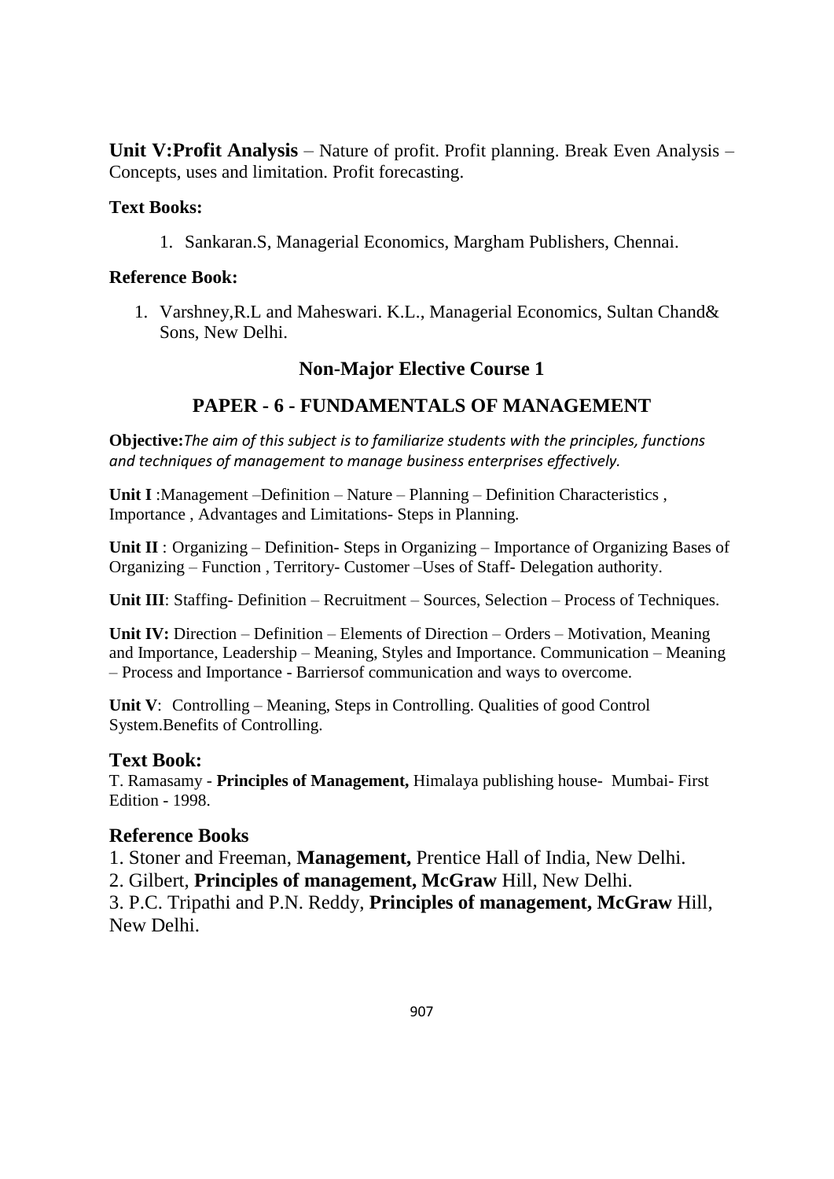**Unit V:Profit Analysis** – Nature of profit. Profit planning. Break Even Analysis – Concepts, uses and limitation. Profit forecasting.

**Text Books:**

1. Sankaran.S, Managerial Economics, Margham Publishers, Chennai.

**Reference Book:**

1. Varshney,R.L and Maheswari. K.L., Managerial Economics, Sultan Chand& Sons, New Delhi.

## Non-Major Elective Course 1

## PAPER - 6 - FUNDAMENTALS OF MANAGEMENT

**Objective:***The aim of this subject is to familiarize students with the principles, functions and techniques of management to manage business enterprises effectively.*

**Unit I** :Management –Definition – Nature – Planning – Definition Characteristics , Importance , Advantages and Limitations- Steps in Planning.

**Unit II** : Organizing – Definition- Steps in Organizing – Importance of Organizing Bases of Organizing – Function , Territory- Customer –Uses of Staff- Delegation authority.

**Unit III**: Staffing- Definition – Recruitment – Sources, Selection – Process of Techniques.

**Unit IV:** Direction – Definition – Elements of Direction – Orders – Motivation, Meaning and Importance, Leadership – Meaning, Styles and Importance. Communication – Meaning – Process and Importance - Barriersof communication and ways to overcome.

**Unit V**: Controlling – Meaning, Steps in Controlling. Qualities of good Control System.Benefits of Controlling.

### Text Book:

T. Ramasamy - **Principles of Management,** Himalaya publishing house- Mumbai- First Edition - 1998.

### Reference Books

1. Stoner and Freeman, **Management,** Prentice Hall of India, New Delhi.
2. Gilbert, **Principles of management, McGraw** Hill, New Delhi.
3. P.C. Tripathi and P.N. Reddy, **Principles of management, McGraw** Hill, New Delhi.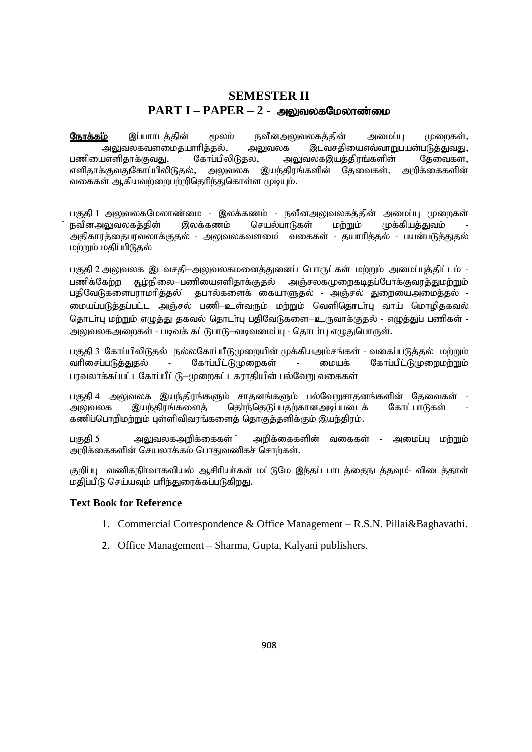# SEMESTER II

## PART I – PAPER – 2 - அலுவலகமேலாண்மை

**நோக்கம்** இப்பாடத்தின் மூலம் நவீனஅலுவலகத்தின் அமைப்பு முறைகள், அலுவலகவளமைதயாரித்தல், அலுவலக இடவசதியைஎவ்வாறுபயன்படுத்துவது, பணியைஎளிதாக்குவது, கோப்பிலிடுதல, அலுவலகஇயத்திரங்களின் தேவைகள, எளிதாக்குவதுகோப்பிலிடுதல், அலுவலக இயந்திரங்களின் தேவைகள், அறிக்கைகளின் வகைகள் ஆகியவற்றைபற்றிதெரிந்துகொள்ள முடியும்.

பகுதி 1 அலுவலகமேலாண்மை - இலக்கணம் - நவீனஅலுவலகத்தின் அமைப்பு முறைகள் நவீனஅலுவலகத்தின் இலக்கணம் செயல்பாடுகள் மற்றும் முக்கியத்துவம் - அதிகாரத்தைபரவலாக்குதல் - அலுவலகவளமை வகைகள் - தயாரித்தல் - பயன்படுத்துதல் மற்றும் மதிப்பிடுதல்

பகுதி 2 அலுவலக இடவசதி–அலுவலகமனைத்துனைப் பொருட்கள் மற்றும் அமைப்புத்திட்டம் - பணிக்கேற்ற சூழ்நிலை–பணியைஎளிதாக்குதல் அஞ்சலகமுறைகடிதப்போக்குவரத்துமற்றும் பதிவேடுகளைபராமரித்தல் தபால்களைக் கையாளுதல் - அஞ்சல் துறையைஅமைத்தல் - மையப்படுத்தப்பட்ட அஞ்சல் பணி–உள்வரும் மற்றும் வெளிதொடா்பு வாய் மொழிதகவல் தொடா்பு மற்றும் எழுத்து தகவல் தொடா்பு பதிவேடுகளை–உருவாக்குதல் - எழுத்துப் பணிகள் - அலுவலகஅறைகள் - படிவக் கட்டுபாடு–வடிவமைப்பு - தொடா்பு எழுதுபொருள்.

பகுதி 3 கோப்பிலிடுதல் நல்லகோப்பீடுமுறையின் முக்கியஅம்சங்கள் - வகைப்படுத்தல் மற்றும் வரிசைப்படுத்துதல் - கோப்பீட்டுமுறைகள் - மையக் கோப்பீட்டுமுறைமற்றும் பரவலாக்கப்பட்டகோப்பீட்டு–முறைகட்டகராதியின் பல்வேறு வகைகள்

பகுதி 4 அலுவலக இயந்திரங்களும் சாதனங்களும் பல்வேறுசாதனங்களின் தேவைகள் - அலுவலக இயந்திரங்களைத் தோ்ந்தெடுப்பதற்கானஅடிப்படைக் கோட்பாடுகள் - கணிப்பொறிமற்றும் புள்ளிவிவரங்களைத் தொகுத்தளிக்கும் இயந்திரம்.

பகுதி 5 அலுவலகஅறிக்கைகள் அறிக்கைகளின் வகைகள் - அமைப்பு மற்றும் அறிக்கைகளின் செயலாக்கம் பொதுவணிகச் சொற்கள்.

குறிப்பு வணிகநிா்வாகவியல் ஆசிரியா்கள் மட்டுமே இந்தப் பாடத்தைநடத்தவும்- விடைத்தாள் மதிப்பீடு செய்யவும் பரிந்துரைக்கப்படுகிறது.

### Text Book for Reference

1. Commercial Correspondence & Office Management – R.S.N. Pillai&Baghavathi.
2. Office Management – Sharma, Gupta, Kalyani publishers.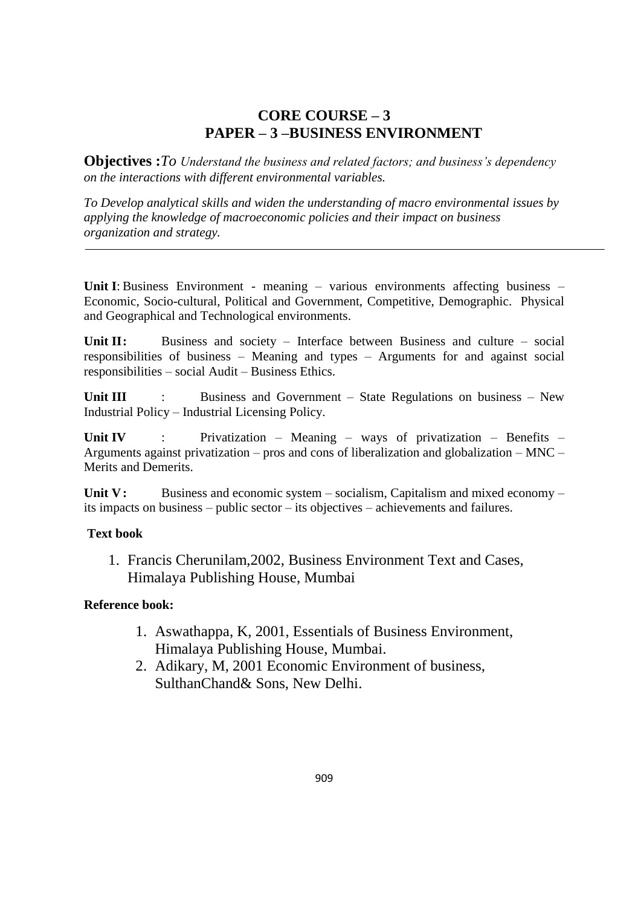## CORE COURSE – 3
## PAPER – 3 –BUSINESS ENVIRONMENT

**Objectives :** *To Understand the business and related factors; and business's dependency on the interactions with different environmental variables.*

*To Develop analytical skills and widen the understanding of macro environmental issues by applying the knowledge of macroeconomic policies and their impact on business organization and strategy.*

---

**Unit I**: Business Environment - meaning – various environments affecting business – Economic, Socio-cultural, Political and Government, Competitive, Demographic. Physical and Geographical and Technological environments.

**Unit II:** Business and society – Interface between Business and culture – social responsibilities of business – Meaning and types – Arguments for and against social responsibilities – social Audit – Business Ethics.

**Unit III** : Business and Government – State Regulations on business – New Industrial Policy – Industrial Licensing Policy.

**Unit IV** : Privatization – Meaning – ways of privatization – Benefits – Arguments against privatization – pros and cons of liberalization and globalization – MNC – Merits and Demerits.

**Unit V:** Business and economic system – socialism, Capitalism and mixed economy – its impacts on business – public sector – its objectives – achievements and failures.

**Text book**

1. Francis Cherunilam,2002, Business Environment Text and Cases, Himalaya Publishing House, Mumbai

**Reference book:**

1. Aswathappa, K, 2001, Essentials of Business Environment, Himalaya Publishing House, Mumbai.
2. Adikary, M, 2001 Economic Environment of business, SulthanChand& Sons, New Delhi.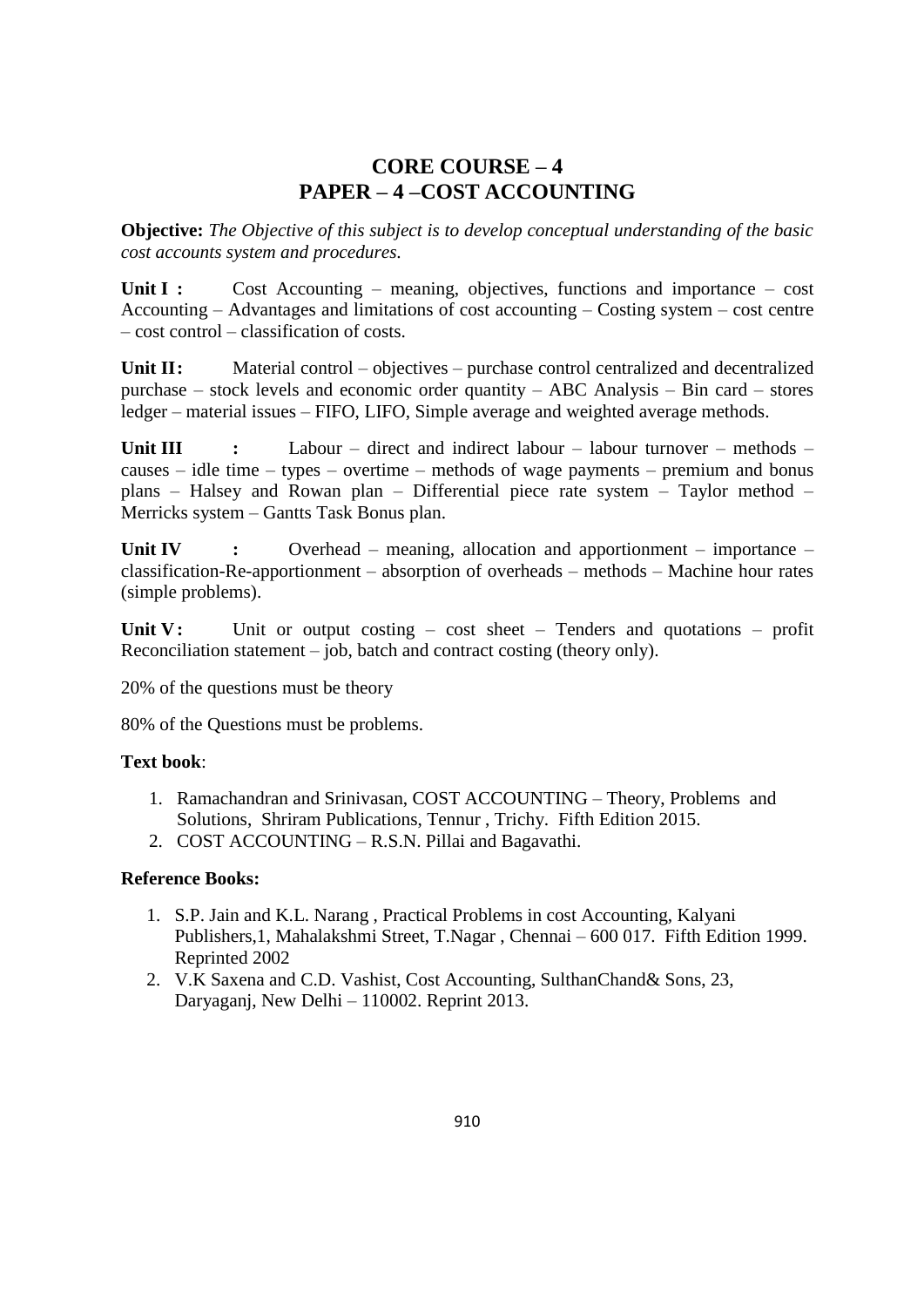# CORE COURSE – 4
# PAPER – 4 –COST ACCOUNTING

**Objective:** *The Objective of this subject is to develop conceptual understanding of the basic cost accounts system and procedures.*

**Unit I :** Cost Accounting – meaning, objectives, functions and importance – cost Accounting – Advantages and limitations of cost accounting – Costing system – cost centre – cost control – classification of costs.

**Unit II:** Material control – objectives – purchase control centralized and decentralized purchase – stock levels and economic order quantity – ABC Analysis – Bin card – stores ledger – material issues – FIFO, LIFO, Simple average and weighted average methods.

**Unit III :** Labour – direct and indirect labour – labour turnover – methods – causes – idle time – types – overtime – methods of wage payments – premium and bonus plans – Halsey and Rowan plan – Differential piece rate system – Taylor method – Merricks system – Gantts Task Bonus plan.

**Unit IV :** Overhead – meaning, allocation and apportionment – importance – classification-Re-apportionment – absorption of overheads – methods – Machine hour rates (simple problems).

**Unit V:** Unit or output costing – cost sheet – Tenders and quotations – profit Reconciliation statement – job, batch and contract costing (theory only).

20% of the questions must be theory

80% of the Questions must be problems.

**Text book**:

1. Ramachandran and Srinivasan, COST ACCOUNTING – Theory, Problems and Solutions, Shriram Publications, Tennur , Trichy. Fifth Edition 2015.
2. COST ACCOUNTING – R.S.N. Pillai and Bagavathi.

**Reference Books:**

1. S.P. Jain and K.L. Narang , Practical Problems in cost Accounting, Kalyani Publishers,1, Mahalakshmi Street, T.Nagar , Chennai – 600 017. Fifth Edition 1999. Reprinted 2002
2. V.K Saxena and C.D. Vashist, Cost Accounting, SulthanChand& Sons, 23, Daryaganj, New Delhi – 110002. Reprint 2013.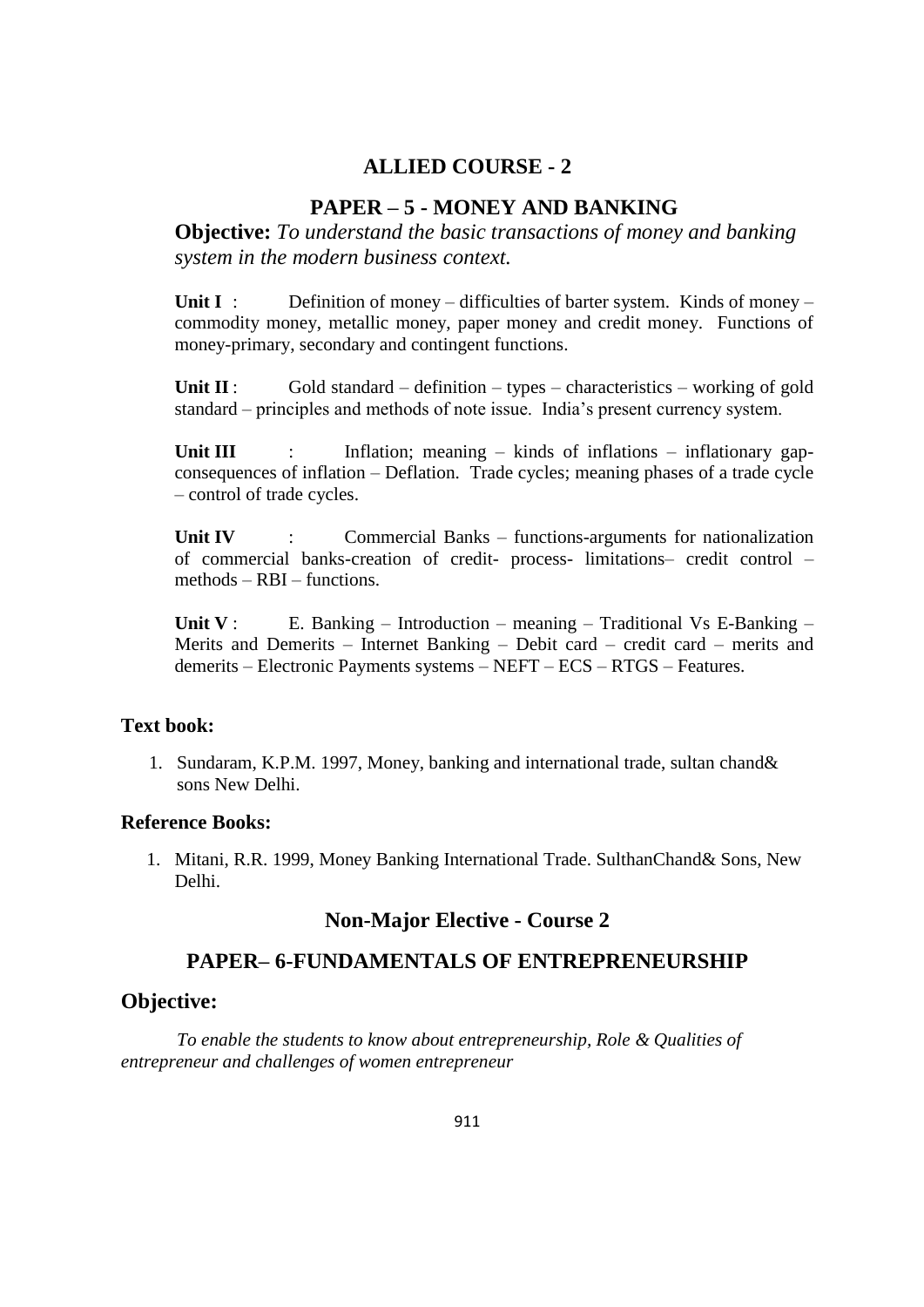## ALLIED COURSE - 2

## PAPER – 5 - MONEY AND BANKING

**Objective:** *To understand the basic transactions of money and banking system in the modern business context.*

**Unit I** : Definition of money – difficulties of barter system. Kinds of money – commodity money, metallic money, paper money and credit money. Functions of money-primary, secondary and contingent functions.

**Unit II** : Gold standard – definition – types – characteristics – working of gold standard – principles and methods of note issue. India's present currency system.

**Unit III** : Inflation; meaning – kinds of inflations – inflationary gap-consequences of inflation – Deflation. Trade cycles; meaning phases of a trade cycle – control of trade cycles.

**Unit IV** : Commercial Banks – functions-arguments for nationalization of commercial banks-creation of credit- process- limitations– credit control – methods – RBI – functions.

**Unit V** : E. Banking – Introduction – meaning – Traditional Vs E-Banking – Merits and Demerits – Internet Banking – Debit card – credit card – merits and demerits – Electronic Payments systems – NEFT – ECS – RTGS – Features.

### Text book:

1. Sundaram, K.P.M. 1997, Money, banking and international trade, sultan chand& sons New Delhi.

### Reference Books:

1. Mitani, R.R. 1999, Money Banking International Trade. SulthanChand& Sons, New Delhi.

## Non-Major Elective - Course 2

## PAPER– 6-FUNDAMENTALS OF ENTREPRENEURSHIP

### Objective:

*To enable the students to know about entrepreneurship, Role & Qualities of entrepreneur and challenges of women entrepreneur*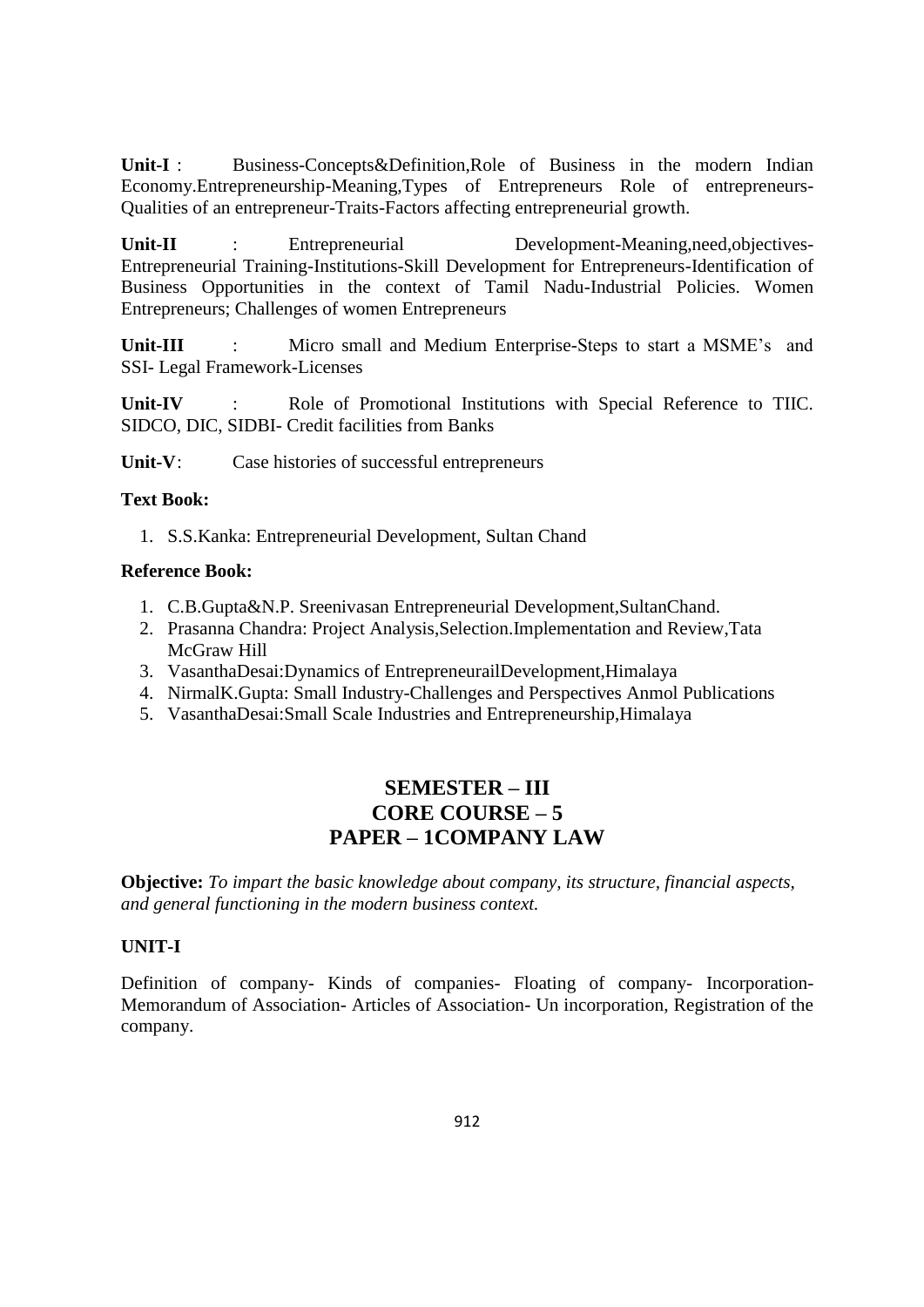**Unit-I** : Business-Concepts&Definition,Role of Business in the modern Indian Economy.Entrepreneurship-Meaning,Types of Entrepreneurs Role of entrepreneurs-Qualities of an entrepreneur-Traits-Factors affecting entrepreneurial growth.

**Unit-II** : Entrepreneurial Development-Meaning,need,objectives-Entrepreneurial Training-Institutions-Skill Development for Entrepreneurs-Identification of Business Opportunities in the context of Tamil Nadu-Industrial Policies. Women Entrepreneurs; Challenges of women Entrepreneurs

**Unit-III** : Micro small and Medium Enterprise-Steps to start a MSME's and SSI- Legal Framework-Licenses

**Unit-IV** : Role of Promotional Institutions with Special Reference to TIIC. SIDCO, DIC, SIDBI- Credit facilities from Banks

**Unit-V**: Case histories of successful entrepreneurs

**Text Book:**

1. S.S.Kanka: Entrepreneurial Development, Sultan Chand

**Reference Book:**

1. C.B.Gupta&N.P. Sreenivasan Entrepreneurial Development,SultanChand.
2. Prasanna Chandra: Project Analysis,Selection.Implementation and Review,Tata McGraw Hill
3. VasanthaDesai:Dynamics of EntrepreneurailDevelopment,Himalaya
4. NirmalK.Gupta: Small Industry-Challenges and Perspectives Anmol Publications
5. VasanthaDesai:Small Scale Industries and Entrepreneurship,Himalaya

## SEMESTER – III
## CORE COURSE – 5
## PAPER – 1COMPANY LAW

**Objective:** *To impart the basic knowledge about company, its structure, financial aspects, and general functioning in the modern business context.*

**UNIT-I**

Definition of company- Kinds of companies- Floating of company- Incorporation- Memorandum of Association- Articles of Association- Un incorporation, Registration of the company.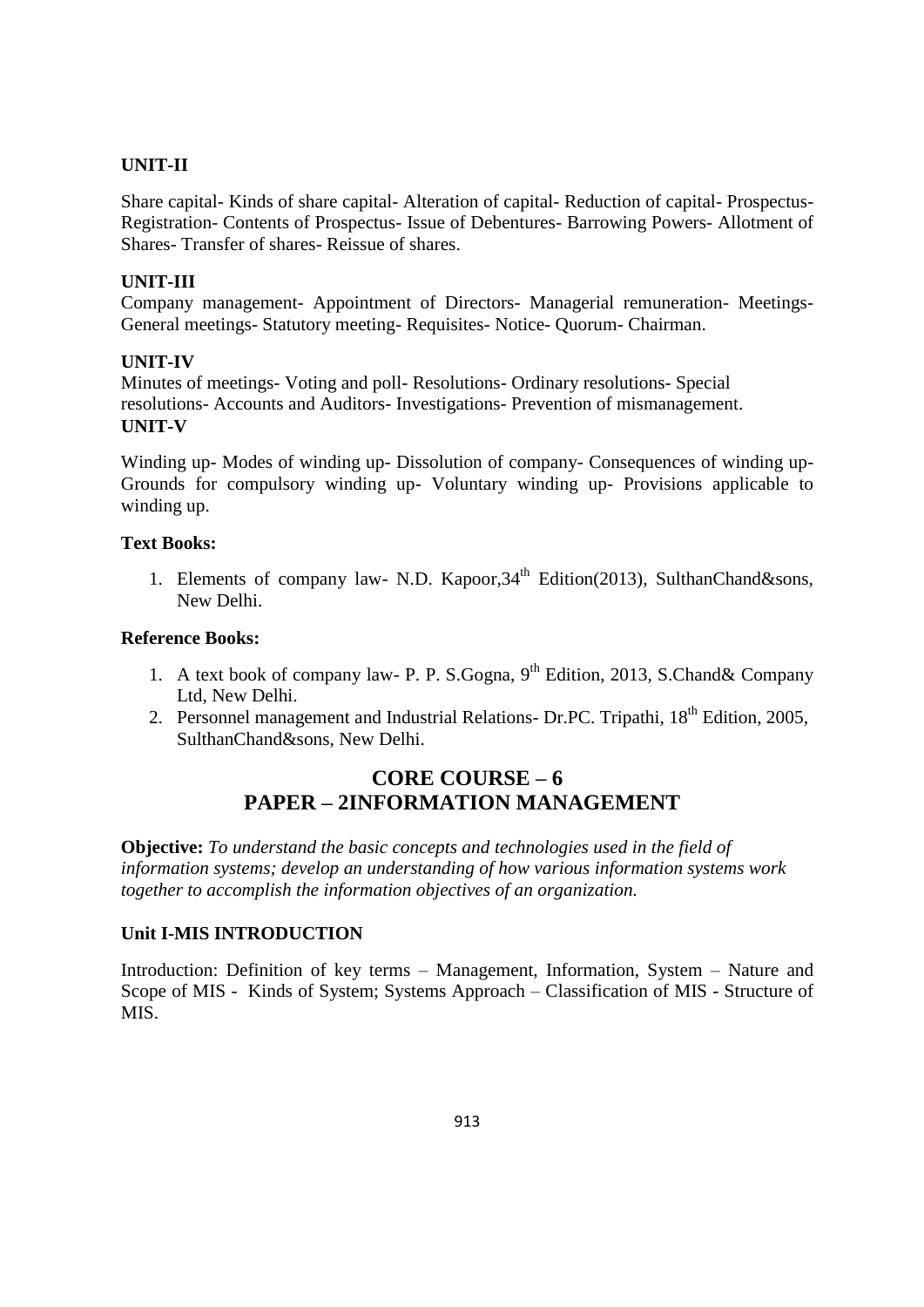**UNIT-II**

Share capital- Kinds of share capital- Alteration of capital- Reduction of capital- Prospectus- Registration- Contents of Prospectus- Issue of Debentures- Barrowing Powers- Allotment of Shares- Transfer of shares- Reissue of shares.

**UNIT-III**

Company management- Appointment of Directors- Managerial remuneration- Meetings- General meetings- Statutory meeting- Requisites- Notice- Quorum- Chairman.

**UNIT-IV**

Minutes of meetings- Voting and poll- Resolutions- Ordinary resolutions- Special resolutions- Accounts and Auditors- Investigations- Prevention of mismanagement.

**UNIT-V**

Winding up- Modes of winding up- Dissolution of company- Consequences of winding up- Grounds for compulsory winding up- Voluntary winding up- Provisions applicable to winding up.

**Text Books:**

1. Elements of company law- N.D. Kapoor,34th Edition(2013), SulthanChand&sons, New Delhi.

**Reference Books:**

1. A text book of company law- P. P. S.Gogna, 9th Edition, 2013, S.Chand& Company Ltd, New Delhi.
2. Personnel management and Industrial Relations- Dr.PC. Tripathi, 18th Edition, 2005, SulthanChand&sons, New Delhi.

## CORE COURSE – 6
## PAPER – 2INFORMATION MANAGEMENT

**Objective:** *To understand the basic concepts and technologies used in the field of information systems; develop an understanding of how various information systems work together to accomplish the information objectives of an organization.*

**Unit I-MIS INTRODUCTION**

Introduction: Definition of key terms – Management, Information, System – Nature and Scope of MIS - Kinds of System; Systems Approach – Classification of MIS - Structure of MIS.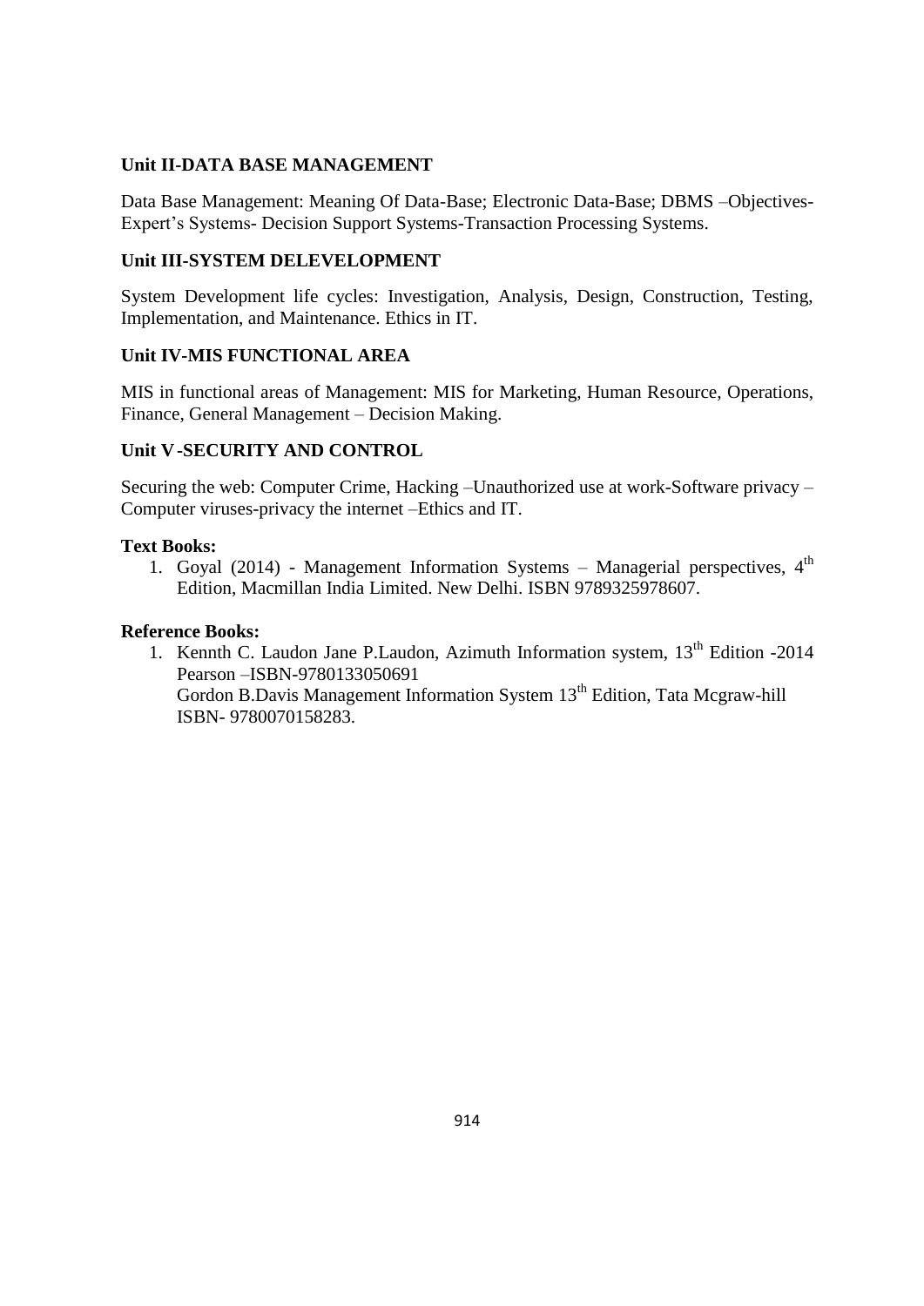**Unit II-DATA BASE MANAGEMENT**

Data Base Management: Meaning Of Data-Base; Electronic Data-Base; DBMS –Objectives-Expert's Systems- Decision Support Systems-Transaction Processing Systems.

**Unit III-SYSTEM DELEVELOPMENT**

System Development life cycles: Investigation, Analysis, Design, Construction, Testing, Implementation, and Maintenance. Ethics in IT.

**Unit IV-MIS FUNCTIONAL AREA**

MIS in functional areas of Management: MIS for Marketing, Human Resource, Operations, Finance, General Management – Decision Making.

**Unit V -SECURITY AND CONTROL**

Securing the web: Computer Crime, Hacking –Unauthorized use at work-Software privacy –Computer viruses-privacy the internet –Ethics and IT.

**Text Books:**

1. Goyal (2014) - Management Information Systems – Managerial perspectives, 4th Edition, Macmillan India Limited. New Delhi. ISBN 9789325978607.

**Reference Books:**

1. Kennth C. Laudon Jane P.Laudon, Azimuth Information system, 13th Edition -2014 Pearson –ISBN-9780133050691
   Gordon B.Davis Management Information System 13th Edition, Tata Mcgraw-hill ISBN- 9780070158283.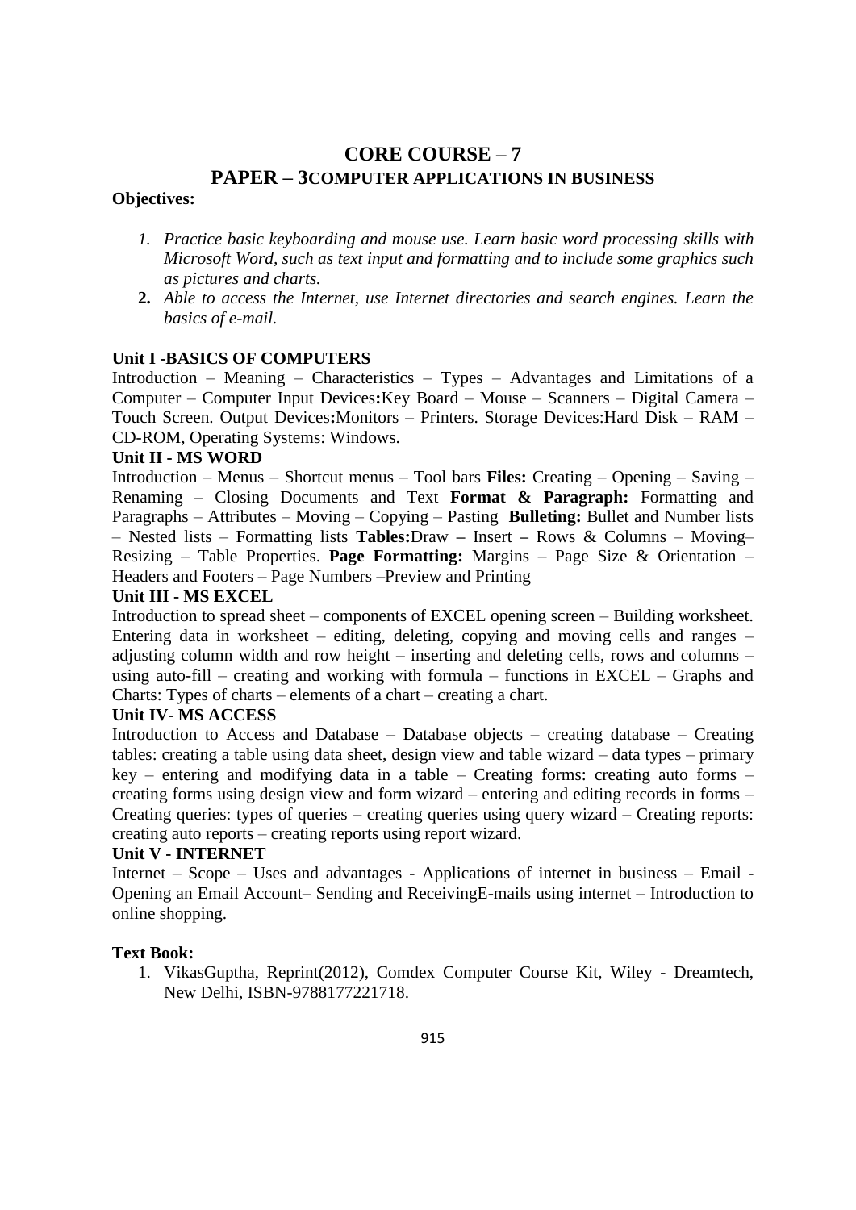# CORE COURSE – 7

## PAPER – 3COMPUTER APPLICATIONS IN BUSINESS

**Objectives:**

1. *Practice basic keyboarding and mouse use. Learn basic word processing skills with Microsoft Word, such as text input and formatting and to include some graphics such as pictures and charts.*
2. *Able to access the Internet, use Internet directories and search engines. Learn the basics of e-mail.*

**Unit I -BASICS OF COMPUTERS**

Introduction – Meaning – Characteristics – Types – Advantages and Limitations of a Computer – Computer Input Devices**:**Key Board – Mouse – Scanners – Digital Camera – Touch Screen. Output Devices**:**Monitors – Printers. Storage Devices:Hard Disk – RAM – CD-ROM, Operating Systems: Windows.

**Unit II - MS WORD**

Introduction – Menus – Shortcut menus – Tool bars **Files:** Creating – Opening – Saving – Renaming – Closing Documents and Text **Format & Paragraph:** Formatting and Paragraphs – Attributes – Moving – Copying – Pasting **Bulleting:** Bullet and Number lists – Nested lists – Formatting lists **Tables:**Draw **–** Insert **–** Rows & Columns – Moving– Resizing – Table Properties. **Page Formatting:** Margins – Page Size & Orientation – Headers and Footers – Page Numbers –Preview and Printing

**Unit III - MS EXCEL**

Introduction to spread sheet – components of EXCEL opening screen – Building worksheet. Entering data in worksheet – editing, deleting, copying and moving cells and ranges – adjusting column width and row height – inserting and deleting cells, rows and columns – using auto-fill – creating and working with formula – functions in EXCEL – Graphs and Charts: Types of charts – elements of a chart – creating a chart.

**Unit IV- MS ACCESS**

Introduction to Access and Database – Database objects – creating database – Creating tables: creating a table using data sheet, design view and table wizard – data types – primary key – entering and modifying data in a table – Creating forms: creating auto forms – creating forms using design view and form wizard – entering and editing records in forms – Creating queries: types of queries – creating queries using query wizard – Creating reports: creating auto reports – creating reports using report wizard.

**Unit V - INTERNET**

Internet – Scope – Uses and advantages - Applications of internet in business – Email - Opening an Email Account– Sending and ReceivingE-mails using internet – Introduction to online shopping.

**Text Book:**

1. VikasGuptha, Reprint(2012), Comdex Computer Course Kit, Wiley - Dreamtech, New Delhi, ISBN-9788177221718.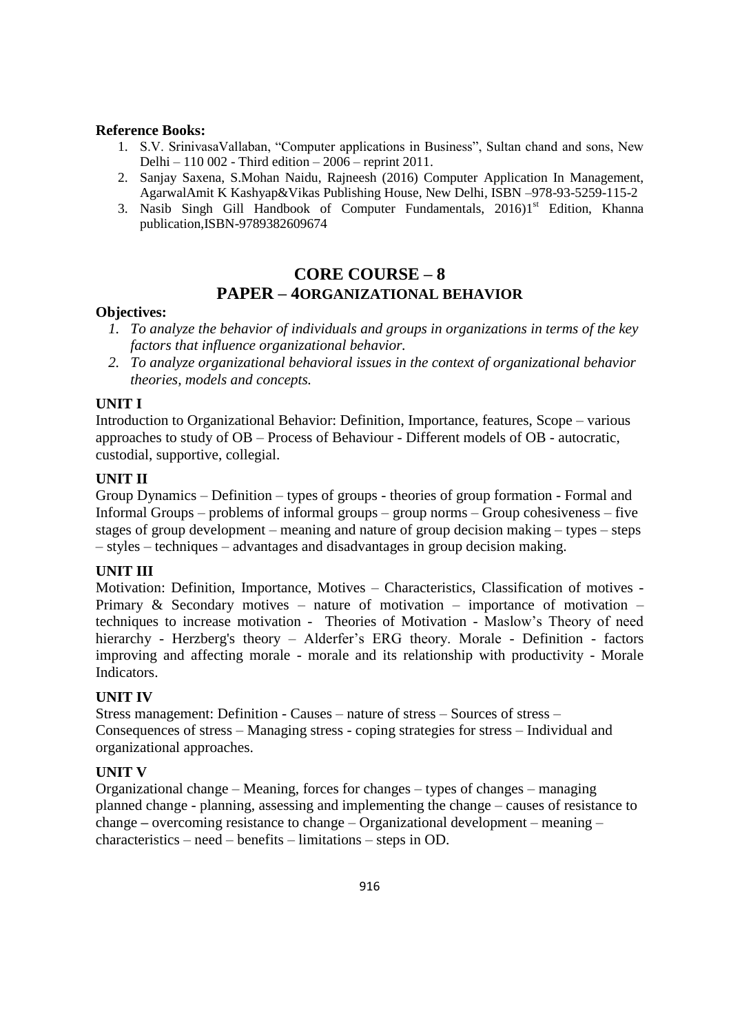**Reference Books:**

1. S.V. SrinivasaVallaban, "Computer applications in Business", Sultan chand and sons, New Delhi – 110 002 - Third edition – 2006 – reprint 2011.
2. Sanjay Saxena, S.Mohan Naidu, Rajneesh (2016) Computer Application In Management, AgarwalAmit K Kashyap&Vikas Publishing House, New Delhi, ISBN –978-93-5259-115-2
3. Nasib Singh Gill Handbook of Computer Fundamentals, 2016)1st Edition, Khanna publication,ISBN-9789382609674

## CORE COURSE – 8
## PAPER – 4ORGANIZATIONAL BEHAVIOR

**Objectives:**

1. *To analyze the behavior of individuals and groups in organizations in terms of the key factors that influence organizational behavior.*
2. *To analyze organizational behavioral issues in the context of organizational behavior theories, models and concepts.*

**UNIT I**

Introduction to Organizational Behavior: Definition, Importance, features, Scope – various approaches to study of OB – Process of Behaviour - Different models of OB - autocratic, custodial, supportive, collegial.

**UNIT II**

Group Dynamics – Definition – types of groups - theories of group formation - Formal and Informal Groups – problems of informal groups – group norms – Group cohesiveness – five stages of group development – meaning and nature of group decision making – types – steps – styles – techniques – advantages and disadvantages in group decision making.

**UNIT III**

Motivation: Definition, Importance, Motives – Characteristics, Classification of motives - Primary & Secondary motives – nature of motivation – importance of motivation – techniques to increase motivation - Theories of Motivation - Maslow's Theory of need hierarchy - Herzberg's theory – Alderfer's ERG theory. Morale - Definition - factors improving and affecting morale - morale and its relationship with productivity - Morale Indicators.

**UNIT IV**

Stress management: Definition - Causes – nature of stress – Sources of stress – Consequences of stress – Managing stress - coping strategies for stress – Individual and organizational approaches.

**UNIT V**

Organizational change – Meaning, forces for changes – types of changes – managing planned change - planning, assessing and implementing the change – causes of resistance to change – overcoming resistance to change – Organizational development – meaning – characteristics – need – benefits – limitations – steps in OD.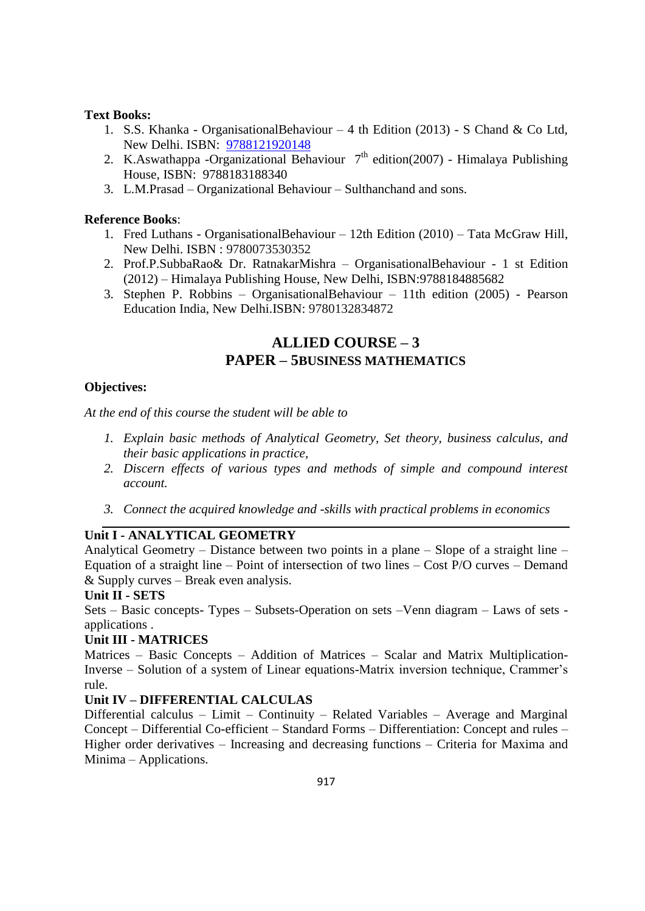**Text Books:**

1. S.S. Khanka - OrganisationalBehaviour – 4 th Edition (2013) - S Chand & Co Ltd, New Delhi. ISBN: 9788121920148
2. K.Aswathappa -Organizational Behaviour 7th edition(2007) - Himalaya Publishing House, ISBN: 9788183188340
3. L.M.Prasad – Organizational Behaviour – Sulthanchand and sons.

**Reference Books**:

1. Fred Luthans - OrganisationalBehaviour – 12th Edition (2010) – Tata McGraw Hill, New Delhi. ISBN : 9780073530352
2. Prof.P.SubbaRao& Dr. RatnakarMishra – OrganisationalBehaviour - 1 st Edition (2012) – Himalaya Publishing House, New Delhi, ISBN:9788184885682
3. Stephen P. Robbins – OrganisationalBehaviour – 11th edition (2005) - Pearson Education India, New Delhi.ISBN: 9780132834872

## ALLIED COURSE – 3
## PAPER – 5BUSINESS MATHEMATICS

**Objectives:**

*At the end of this course the student will be able to*

1. *Explain basic methods of Analytical Geometry, Set theory, business calculus, and their basic applications in practice,*
2. *Discern effects of various types and methods of simple and compound interest account.*
3. *Connect the acquired knowledge and -skills with practical problems in economics*

---

**Unit I - ANALYTICAL GEOMETRY**

Analytical Geometry – Distance between two points in a plane – Slope of a straight line – Equation of a straight line – Point of intersection of two lines – Cost P/O curves – Demand & Supply curves – Break even analysis.

**Unit II - SETS**

Sets – Basic concepts- Types – Subsets-Operation on sets –Venn diagram – Laws of sets - applications .

**Unit III - MATRICES**

Matrices – Basic Concepts – Addition of Matrices – Scalar and Matrix Multiplication-Inverse – Solution of a system of Linear equations-Matrix inversion technique, Crammer's rule.

**Unit IV – DIFFERENTIAL CALCULAS**

Differential calculus – Limit – Continuity – Related Variables – Average and Marginal Concept – Differential Co-efficient – Standard Forms – Differentiation: Concept and rules – Higher order derivatives – Increasing and decreasing functions – Criteria for Maxima and Minima – Applications.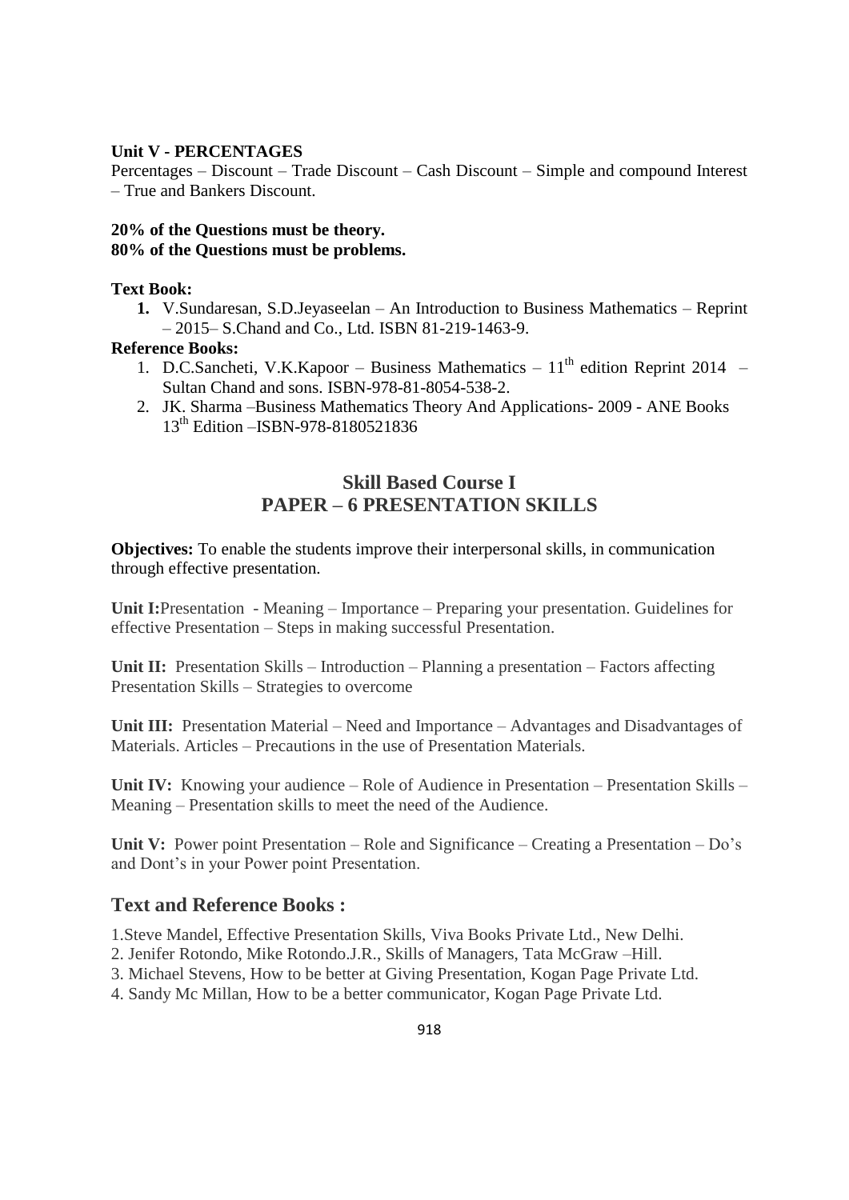**Unit V - PERCENTAGES**

Percentages – Discount – Trade Discount – Cash Discount – Simple and compound Interest – True and Bankers Discount.

**20% of the Questions must be theory.**
**80% of the Questions must be problems.**

**Text Book:**

1. V.Sundaresan, S.D.Jeyaseelan – An Introduction to Business Mathematics – Reprint – 2015– S.Chand and Co., Ltd. ISBN 81-219-1463-9.

**Reference Books:**

1. D.C.Sancheti, V.K.Kapoor – Business Mathematics – 11th edition Reprint 2014 – Sultan Chand and sons. ISBN-978-81-8054-538-2.
2. JK. Sharma –Business Mathematics Theory And Applications- 2009 - ANE Books 13th Edition –ISBN-978-8180521836

## Skill Based Course I
## PAPER – 6 PRESENTATION SKILLS

**Objectives:** To enable the students improve their interpersonal skills, in communication through effective presentation.

**Unit I:**Presentation - Meaning – Importance – Preparing your presentation. Guidelines for effective Presentation – Steps in making successful Presentation.

**Unit II:** Presentation Skills – Introduction – Planning a presentation – Factors affecting Presentation Skills – Strategies to overcome

**Unit III:** Presentation Material – Need and Importance – Advantages and Disadvantages of Materials. Articles – Precautions in the use of Presentation Materials.

**Unit IV:** Knowing your audience – Role of Audience in Presentation – Presentation Skills – Meaning – Presentation skills to meet the need of the Audience.

**Unit V:** Power point Presentation – Role and Significance – Creating a Presentation – Do's and Dont's in your Power point Presentation.

## Text and Reference Books :

1.Steve Mandel, Effective Presentation Skills, Viva Books Private Ltd., New Delhi.
2. Jenifer Rotondo, Mike Rotondo.J.R., Skills of Managers, Tata McGraw –Hill.
3. Michael Stevens, How to be better at Giving Presentation, Kogan Page Private Ltd.
4. Sandy Mc Millan, How to be a better communicator, Kogan Page Private Ltd.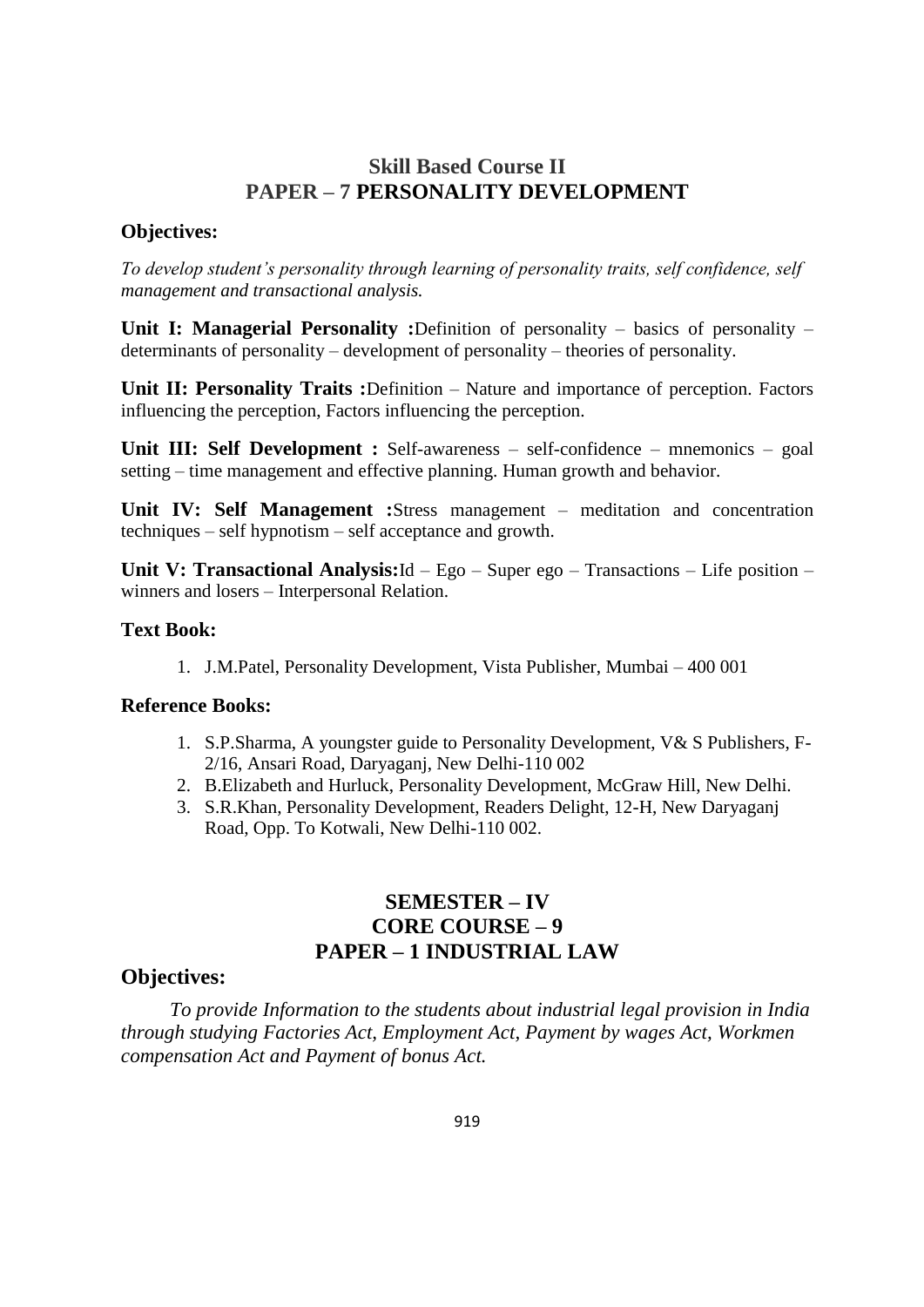## Skill Based Course II
## PAPER – 7 PERSONALITY DEVELOPMENT

### Objectives:

*To develop student's personality through learning of personality traits, self confidence, self management and transactional analysis.*

**Unit I: Managerial Personality :**Definition of personality – basics of personality – determinants of personality – development of personality – theories of personality.

**Unit II: Personality Traits :**Definition – Nature and importance of perception. Factors influencing the perception, Factors influencing the perception.

**Unit III: Self Development :** Self-awareness – self-confidence – mnemonics – goal setting – time management and effective planning. Human growth and behavior.

**Unit IV: Self Management :**Stress management – meditation and concentration techniques – self hypnotism – self acceptance and growth.

**Unit V: Transactional Analysis:**Id – Ego – Super ego – Transactions – Life position – winners and losers – Interpersonal Relation.

### Text Book:

1. J.M.Patel, Personality Development, Vista Publisher, Mumbai – 400 001

### Reference Books:

1. S.P.Sharma, A youngster guide to Personality Development, V& S Publishers, F-2/16, Ansari Road, Daryaganj, New Delhi-110 002
2. B.Elizabeth and Hurluck, Personality Development, McGraw Hill, New Delhi.
3. S.R.Khan, Personality Development, Readers Delight, 12-H, New Daryaganj Road, Opp. To Kotwali, New Delhi-110 002.

## SEMESTER – IV
## CORE COURSE – 9
## PAPER – 1 INDUSTRIAL LAW

### Objectives:

*To provide Information to the students about industrial legal provision in India through studying Factories Act, Employment Act, Payment by wages Act, Workmen compensation Act and Payment of bonus Act.*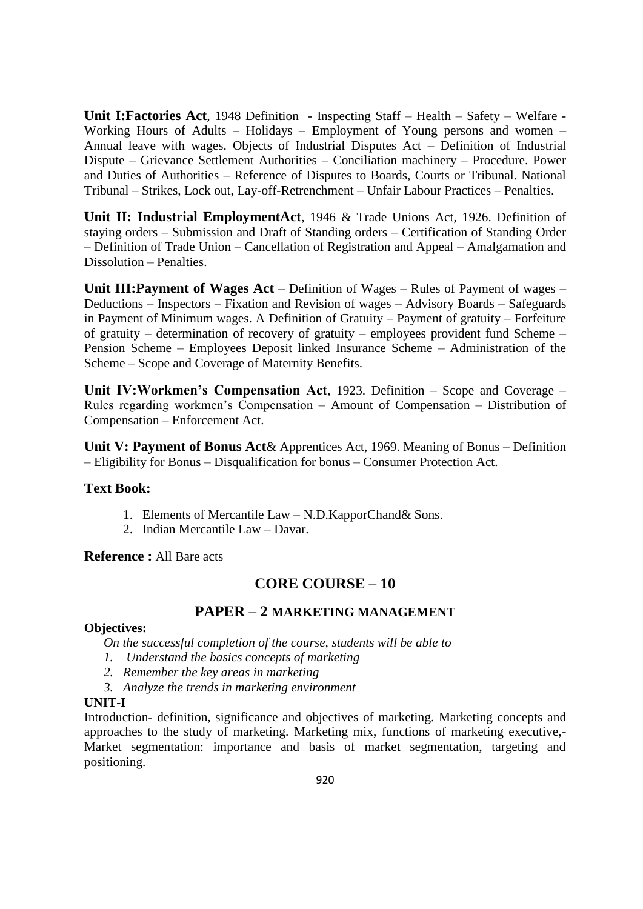**Unit I:Factories Act**, 1948 Definition - Inspecting Staff – Health – Safety – Welfare - Working Hours of Adults – Holidays – Employment of Young persons and women – Annual leave with wages. Objects of Industrial Disputes Act – Definition of Industrial Dispute – Grievance Settlement Authorities – Conciliation machinery – Procedure. Power and Duties of Authorities – Reference of Disputes to Boards, Courts or Tribunal. National Tribunal – Strikes, Lock out, Lay-off-Retrenchment – Unfair Labour Practices – Penalties.

**Unit II: Industrial EmploymentAct**, 1946 & Trade Unions Act, 1926. Definition of staying orders – Submission and Draft of Standing orders – Certification of Standing Order – Definition of Trade Union – Cancellation of Registration and Appeal – Amalgamation and Dissolution – Penalties.

**Unit III:Payment of Wages Act** – Definition of Wages – Rules of Payment of wages – Deductions – Inspectors – Fixation and Revision of wages – Advisory Boards – Safeguards in Payment of Minimum wages. A Definition of Gratuity – Payment of gratuity – Forfeiture of gratuity – determination of recovery of gratuity – employees provident fund Scheme – Pension Scheme – Employees Deposit linked Insurance Scheme – Administration of the Scheme – Scope and Coverage of Maternity Benefits.

**Unit IV:Workmen's Compensation Act**, 1923. Definition – Scope and Coverage – Rules regarding workmen's Compensation – Amount of Compensation – Distribution of Compensation – Enforcement Act.

**Unit V: Payment of Bonus Act**& Apprentices Act, 1969. Meaning of Bonus – Definition – Eligibility for Bonus – Disqualification for bonus – Consumer Protection Act.

**Text Book:**

1. Elements of Mercantile Law – N.D.KapporChand& Sons.
2. Indian Mercantile Law – Davar.

**Reference :** All Bare acts

## CORE COURSE – 10

## PAPER – 2 MARKETING MANAGEMENT

**Objectives:**

*On the successful completion of the course, students will be able to*

1. *Understand the basics concepts of marketing*
2. *Remember the key areas in marketing*
3. *Analyze the trends in marketing environment*

**UNIT-I**

Introduction- definition, significance and objectives of marketing. Marketing concepts and approaches to the study of marketing. Marketing mix, functions of marketing executive,- Market segmentation: importance and basis of market segmentation, targeting and positioning.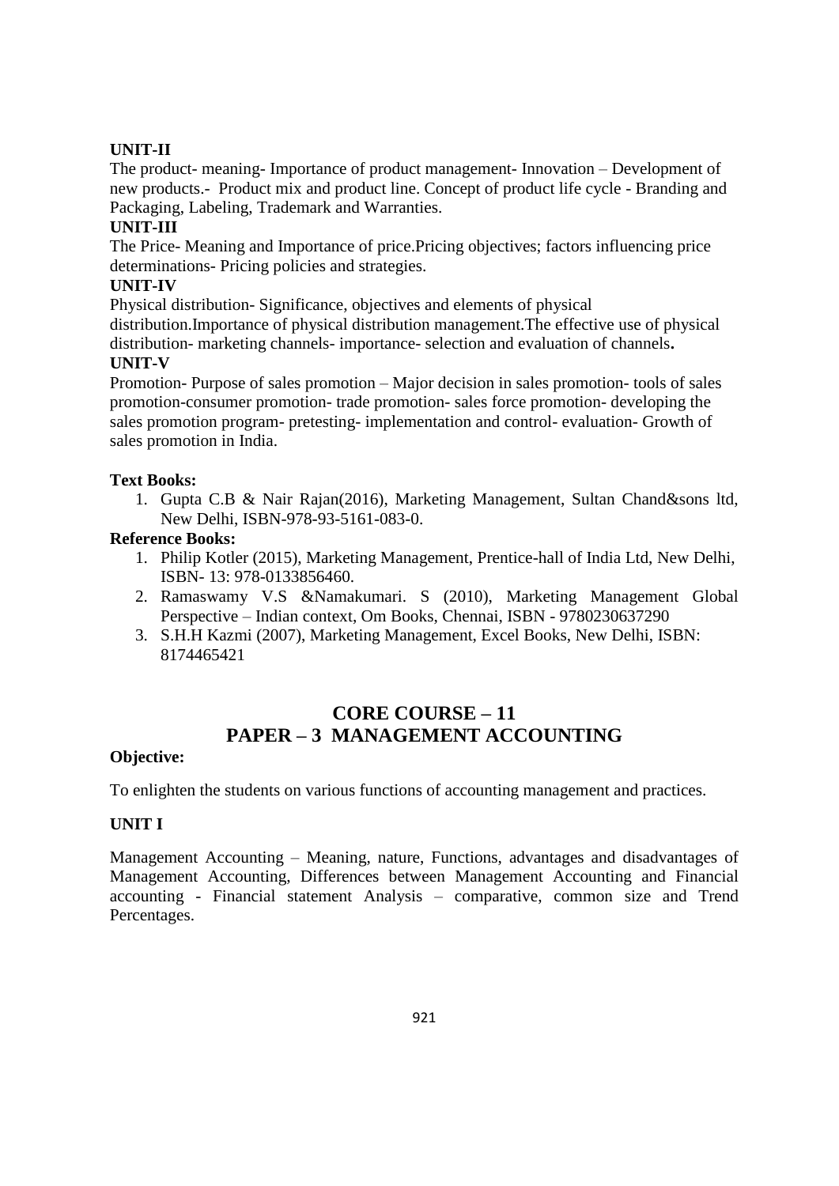**UNIT-II**

The product- meaning- Importance of product management- Innovation – Development of new products.- Product mix and product line. Concept of product life cycle - Branding and Packaging, Labeling, Trademark and Warranties.

**UNIT-III**

The Price- Meaning and Importance of price.Pricing objectives; factors influencing price determinations- Pricing policies and strategies.

**UNIT-IV**

Physical distribution- Significance, objectives and elements of physical distribution.Importance of physical distribution management.The effective use of physical distribution- marketing channels- importance- selection and evaluation of channels**.**

**UNIT-V**

Promotion- Purpose of sales promotion – Major decision in sales promotion- tools of sales promotion-consumer promotion- trade promotion- sales force promotion- developing the sales promotion program- pretesting- implementation and control- evaluation- Growth of sales promotion in India.

**Text Books:**

1. Gupta C.B & Nair Rajan(2016), Marketing Management, Sultan Chand&sons ltd, New Delhi, ISBN-978-93-5161-083-0.

**Reference Books:**

1. Philip Kotler (2015), Marketing Management, Prentice-hall of India Ltd, New Delhi, ISBN- 13: 978-0133856460.
2. Ramaswamy V.S &Namakumari. S (2010), Marketing Management Global Perspective – Indian context, Om Books, Chennai, ISBN - 9780230637290
3. S.H.H Kazmi (2007), Marketing Management, Excel Books, New Delhi, ISBN: 8174465421

## CORE COURSE – 11
## PAPER – 3 MANAGEMENT ACCOUNTING

**Objective:**

To enlighten the students on various functions of accounting management and practices.

**UNIT I**

Management Accounting – Meaning, nature, Functions, advantages and disadvantages of Management Accounting, Differences between Management Accounting and Financial accounting - Financial statement Analysis – comparative, common size and Trend Percentages.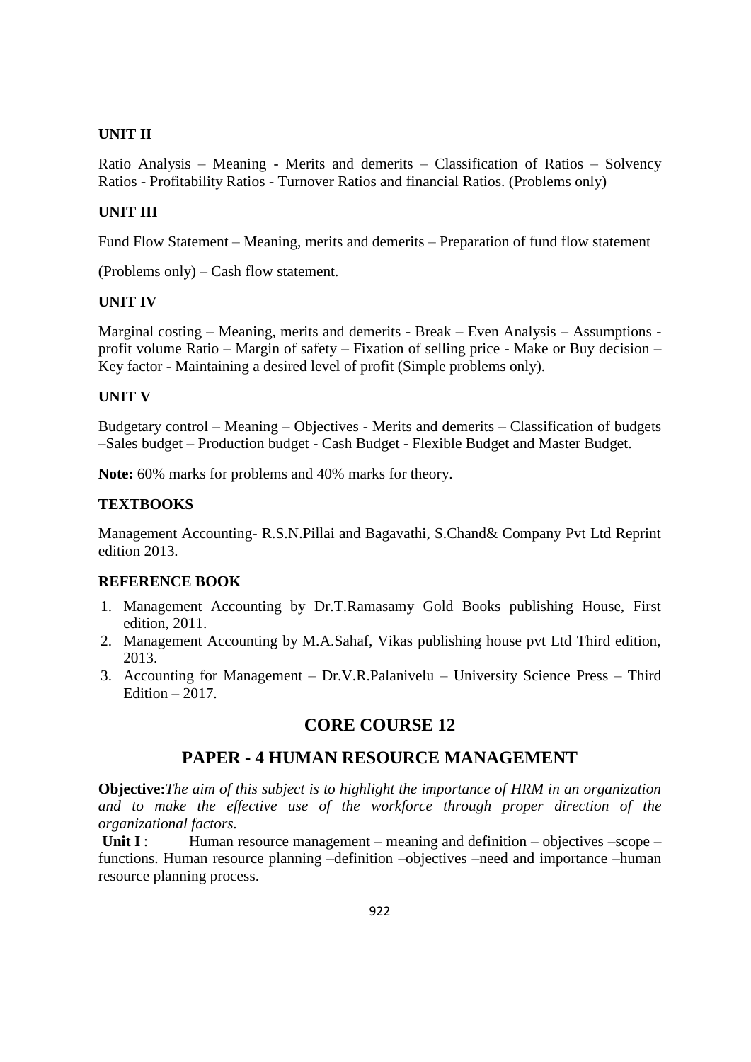**UNIT II**

Ratio Analysis – Meaning - Merits and demerits – Classification of Ratios – Solvency Ratios - Profitability Ratios - Turnover Ratios and financial Ratios. (Problems only)

**UNIT III**

Fund Flow Statement – Meaning, merits and demerits – Preparation of fund flow statement

(Problems only) – Cash flow statement.

**UNIT IV**

Marginal costing – Meaning, merits and demerits - Break – Even Analysis – Assumptions - profit volume Ratio – Margin of safety – Fixation of selling price - Make or Buy decision – Key factor - Maintaining a desired level of profit (Simple problems only).

**UNIT V**

Budgetary control – Meaning – Objectives - Merits and demerits – Classification of budgets –Sales budget – Production budget - Cash Budget - Flexible Budget and Master Budget.

**Note:** 60% marks for problems and 40% marks for theory.

**TEXTBOOKS**

Management Accounting- R.S.N.Pillai and Bagavathi, S.Chand& Company Pvt Ltd Reprint edition 2013.

**REFERENCE BOOK**

1. Management Accounting by Dr.T.Ramasamy Gold Books publishing House, First edition, 2011.
2. Management Accounting by M.A.Sahaf, Vikas publishing house pvt Ltd Third edition, 2013.
3. Accounting for Management – Dr.V.R.Palanivelu – University Science Press – Third Edition – 2017.

## CORE COURSE 12

## PAPER - 4 HUMAN RESOURCE MANAGEMENT

**Objective:***The aim of this subject is to highlight the importance of HRM in an organization and to make the effective use of the workforce through proper direction of the organizational factors.*

**Unit I** : Human resource management – meaning and definition – objectives –scope – functions. Human resource planning –definition –objectives –need and importance –human resource planning process.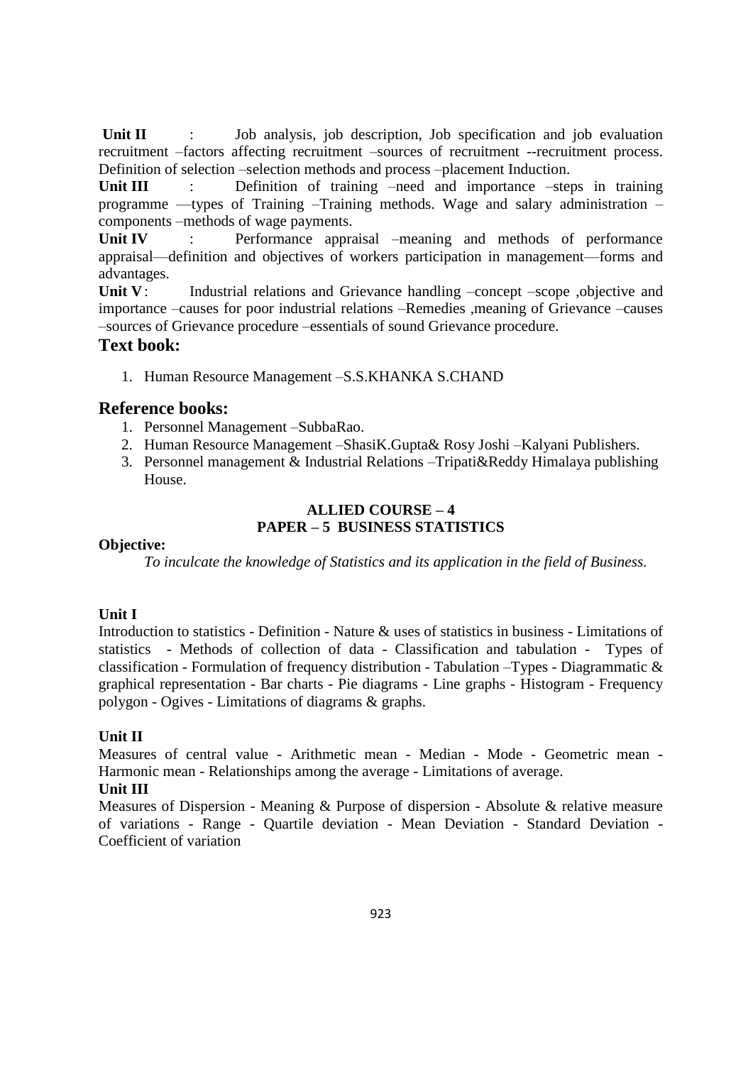**Unit II** : Job analysis, job description, Job specification and job evaluation recruitment –factors affecting recruitment –sources of recruitment --recruitment process. Definition of selection –selection methods and process –placement Induction.

**Unit III** : Definition of training –need and importance –steps in training programme —types of Training –Training methods. Wage and salary administration –components –methods of wage payments.

**Unit IV** : Performance appraisal –meaning and methods of performance appraisal—definition and objectives of workers participation in management—forms and advantages.

**Unit V**: Industrial relations and Grievance handling –concept –scope ,objective and importance –causes for poor industrial relations –Remedies ,meaning of Grievance –causes –sources of Grievance procedure –essentials of sound Grievance procedure.

## Text book:

1. Human Resource Management –S.S.KHANKA S.CHAND

## Reference books:

1. Personnel Management –SubbaRao.
2. Human Resource Management –ShasiK.Gupta& Rosy Joshi –Kalyani Publishers.
3. Personnel management & Industrial Relations –Tripati&Reddy Himalaya publishing House.

### ALLIED COURSE – 4
### PAPER – 5 BUSINESS STATISTICS

**Objective:**

*To inculcate the knowledge of Statistics and its application in the field of Business.*

**Unit I**

Introduction to statistics - Definition - Nature & uses of statistics in business - Limitations of statistics - Methods of collection of data - Classification and tabulation - Types of classification - Formulation of frequency distribution - Tabulation –Types - Diagrammatic & graphical representation - Bar charts - Pie diagrams - Line graphs - Histogram - Frequency polygon - Ogives - Limitations of diagrams & graphs.

**Unit II**

Measures of central value - Arithmetic mean - Median - Mode - Geometric mean - Harmonic mean - Relationships among the average - Limitations of average.

**Unit III**

Measures of Dispersion - Meaning & Purpose of dispersion - Absolute & relative measure of variations - Range - Quartile deviation - Mean Deviation - Standard Deviation - Coefficient of variation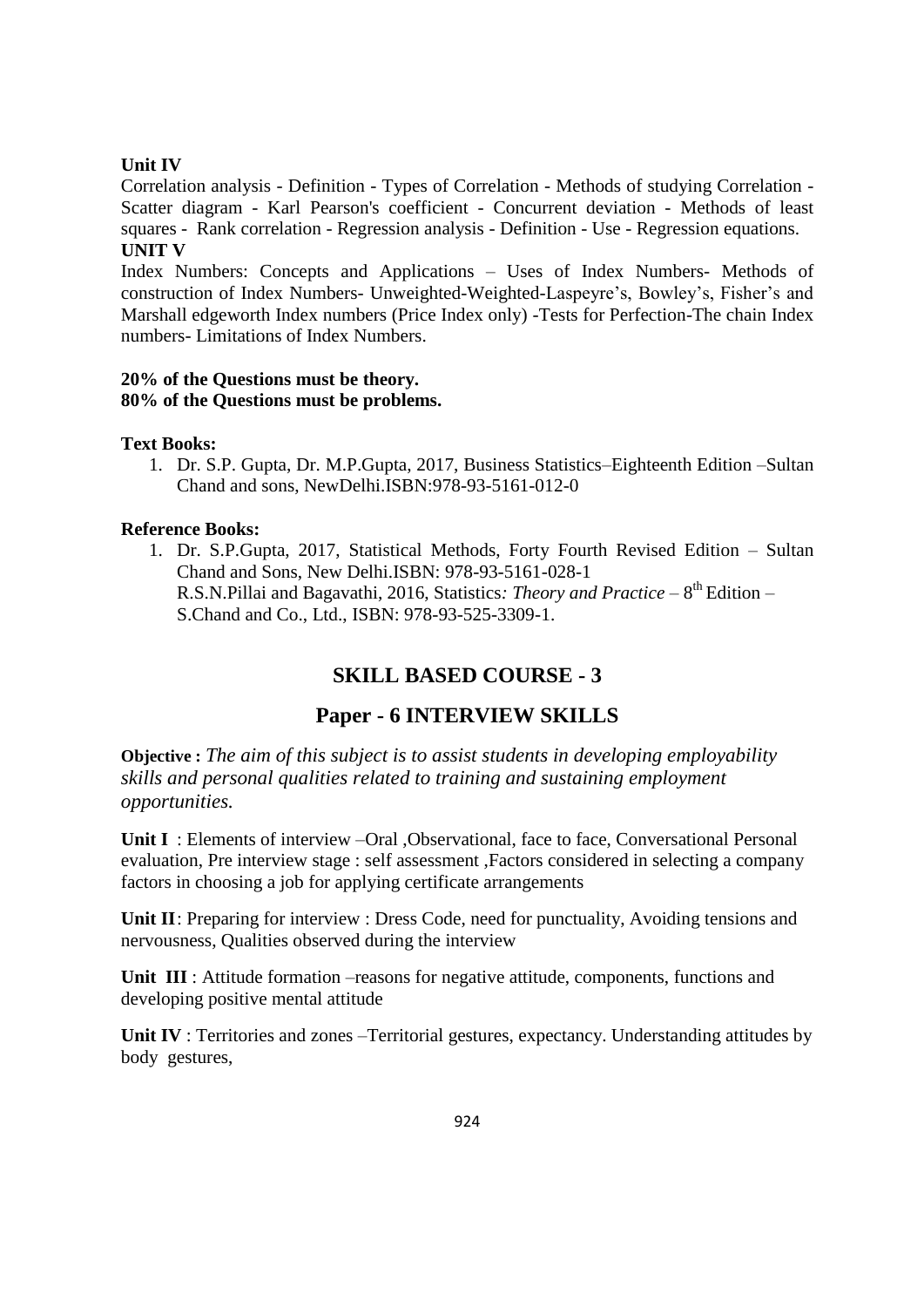**Unit IV**

Correlation analysis - Definition - Types of Correlation - Methods of studying Correlation - Scatter diagram - Karl Pearson's coefficient - Concurrent deviation - Methods of least squares - Rank correlation - Regression analysis - Definition - Use - Regression equations.

**UNIT V**

Index Numbers: Concepts and Applications – Uses of Index Numbers- Methods of construction of Index Numbers- Unweighted-Weighted-Laspeyre's, Bowley's, Fisher's and Marshall edgeworth Index numbers (Price Index only) -Tests for Perfection-The chain Index numbers- Limitations of Index Numbers.

**20% of the Questions must be theory.**
**80% of the Questions must be problems.**

**Text Books:**

1. Dr. S.P. Gupta, Dr. M.P.Gupta, 2017, Business Statistics–Eighteenth Edition –Sultan Chand and sons, NewDelhi.ISBN:978-93-5161-012-0

**Reference Books:**

1. Dr. S.P.Gupta, 2017, Statistical Methods, Forty Fourth Revised Edition – Sultan Chand and Sons, New Delhi.ISBN: 978-93-5161-028-1
   R.S.N.Pillai and Bagavathi, 2016, Statistics*: Theory and Practice* – 8th Edition – S.Chand and Co., Ltd., ISBN: 978-93-525-3309-1.

## SKILL BASED COURSE - 3

## Paper - 6 INTERVIEW SKILLS

**Objective :** *The aim of this subject is to assist students in developing employability skills and personal qualities related to training and sustaining employment opportunities.*

**Unit I** : Elements of interview –Oral ,Observational, face to face, Conversational Personal evaluation, Pre interview stage : self assessment ,Factors considered in selecting a company factors in choosing a job for applying certificate arrangements

**Unit II**: Preparing for interview : Dress Code, need for punctuality, Avoiding tensions and nervousness, Qualities observed during the interview

**Unit III** : Attitude formation –reasons for negative attitude, components, functions and developing positive mental attitude

**Unit IV** : Territories and zones –Territorial gestures, expectancy. Understanding attitudes by body gestures,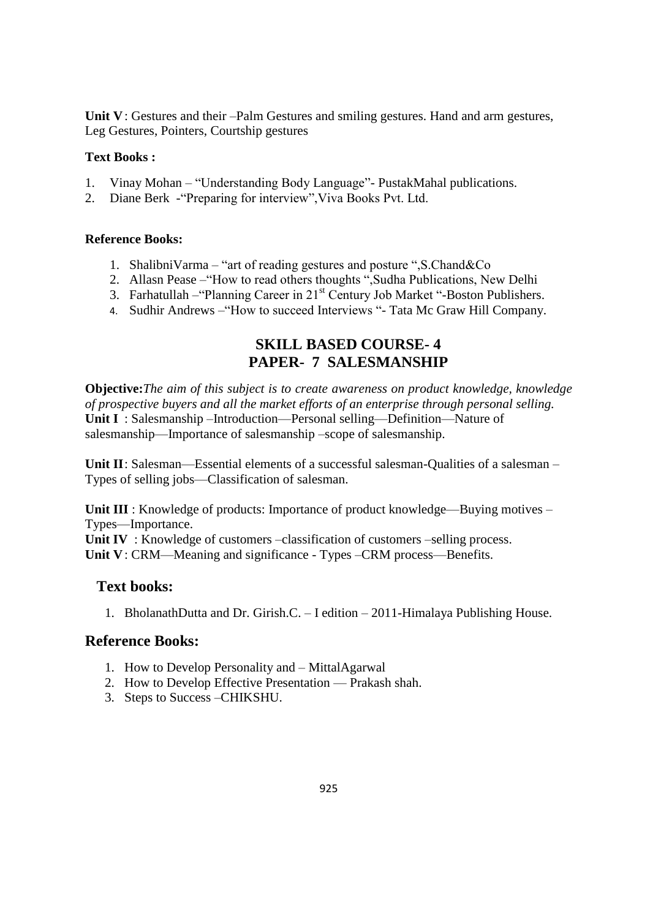**Unit V**: Gestures and their –Palm Gestures and smiling gestures. Hand and arm gestures, Leg Gestures, Pointers, Courtship gestures

**Text Books :**

1. Vinay Mohan – "Understanding Body Language"- PustakMahal publications.
2. Diane Berk -"Preparing for interview",Viva Books Pvt. Ltd.

**Reference Books:**

1. ShalibniVarma – "art of reading gestures and posture ",S.Chand&Co
2. Allasn Pease –"How to read others thoughts ",Sudha Publications, New Delhi
3. Farhatullah –"Planning Career in 21st Century Job Market "-Boston Publishers.
4. Sudhir Andrews –"How to succeed Interviews "- Tata Mc Graw Hill Company.

## SKILL BASED COURSE- 4
## PAPER- 7 SALESMANSHIP

**Objective:***The aim of this subject is to create awareness on product knowledge, knowledge of prospective buyers and all the market efforts of an enterprise through personal selling.*

**Unit I** : Salesmanship –Introduction—Personal selling—Definition—Nature of salesmanship—Importance of salesmanship –scope of salesmanship.

**Unit II**: Salesman—Essential elements of a successful salesman-Qualities of a salesman –Types of selling jobs—Classification of salesman.

**Unit III** : Knowledge of products: Importance of product knowledge—Buying motives –Types—Importance.

**Unit IV** : Knowledge of customers –classification of customers –selling process.

**Unit V**: CRM—Meaning and significance - Types –CRM process—Benefits.

### Text books:

1. BholanathDutta and Dr. Girish.C. – I edition – 2011-Himalaya Publishing House.

### Reference Books:

1. How to Develop Personality and – MittalAgarwal
2. How to Develop Effective Presentation — Prakash shah.
3. Steps to Success –CHIKSHU.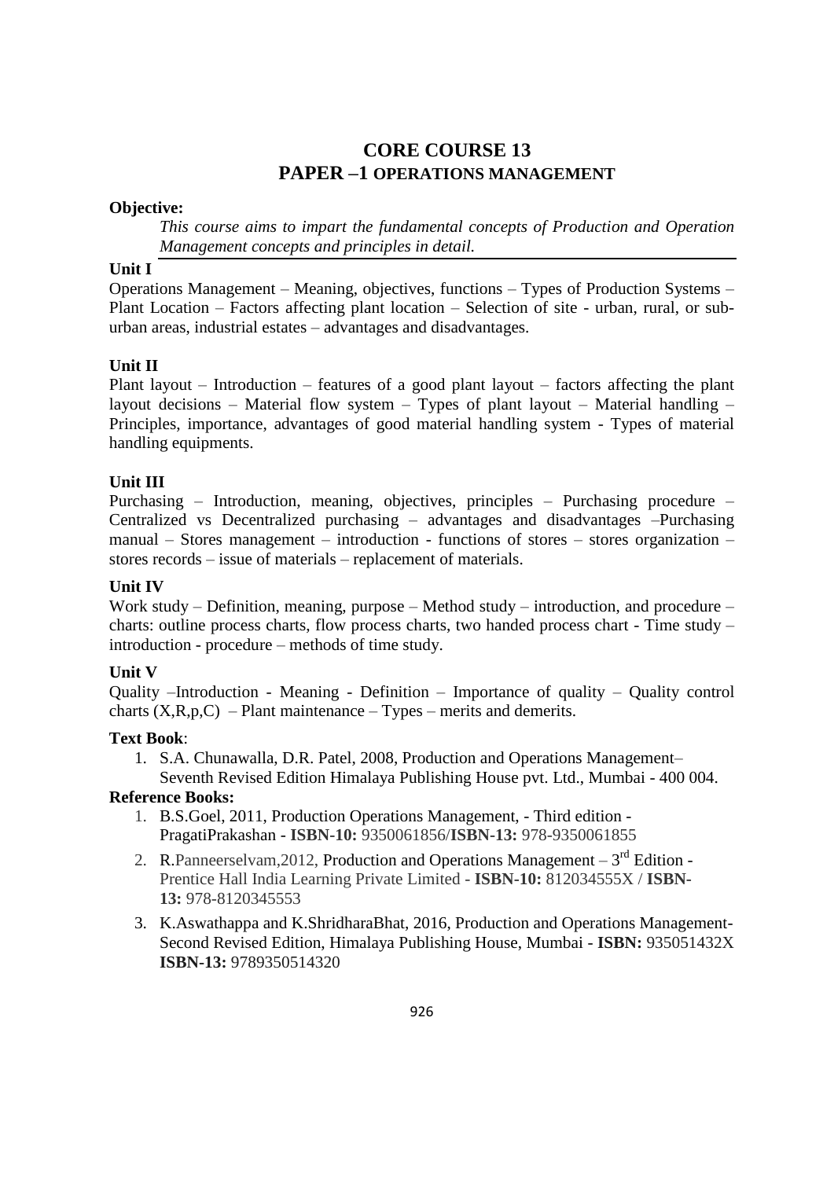# CORE COURSE 13
## PAPER –1 OPERATIONS MANAGEMENT

**Objective:**

*This course aims to impart the fundamental concepts of Production and Operation Management concepts and principles in detail.*

**Unit I**

Operations Management – Meaning, objectives, functions – Types of Production Systems – Plant Location – Factors affecting plant location – Selection of site - urban, rural, or sub-urban areas, industrial estates – advantages and disadvantages.

**Unit II**

Plant layout – Introduction – features of a good plant layout – factors affecting the plant layout decisions – Material flow system – Types of plant layout – Material handling – Principles, importance, advantages of good material handling system - Types of material handling equipments.

**Unit III**

Purchasing – Introduction, meaning, objectives, principles – Purchasing procedure – Centralized vs Decentralized purchasing – advantages and disadvantages –Purchasing manual – Stores management – introduction - functions of stores – stores organization – stores records – issue of materials – replacement of materials.

**Unit IV**

Work study – Definition, meaning, purpose – Method study – introduction, and procedure – charts: outline process charts, flow process charts, two handed process chart - Time study – introduction - procedure – methods of time study.

**Unit V**

Quality –Introduction - Meaning - Definition – Importance of quality – Quality control charts (X,R,p,C) – Plant maintenance – Types – merits and demerits.

**Text Book**:

1. S.A. Chunawalla, D.R. Patel, 2008, Production and Operations Management– Seventh Revised Edition Himalaya Publishing House pvt. Ltd., Mumbai - 400 004.

**Reference Books:**

1. B.S.Goel, 2011, Production Operations Management, - Third edition - PragatiPrakashan - **ISBN-10:** 9350061856/**ISBN-13:** 978-9350061855
2. R.Panneerselvam,2012, Production and Operations Management – 3rd Edition - Prentice Hall India Learning Private Limited - **ISBN-10:** 812034555X / **ISBN-13:** 978-8120345553
3. K.Aswathappa and K.ShridharaBhat, 2016, Production and Operations Management- Second Revised Edition, Himalaya Publishing House, Mumbai - **ISBN:** 935051432X **ISBN-13:** 9789350514320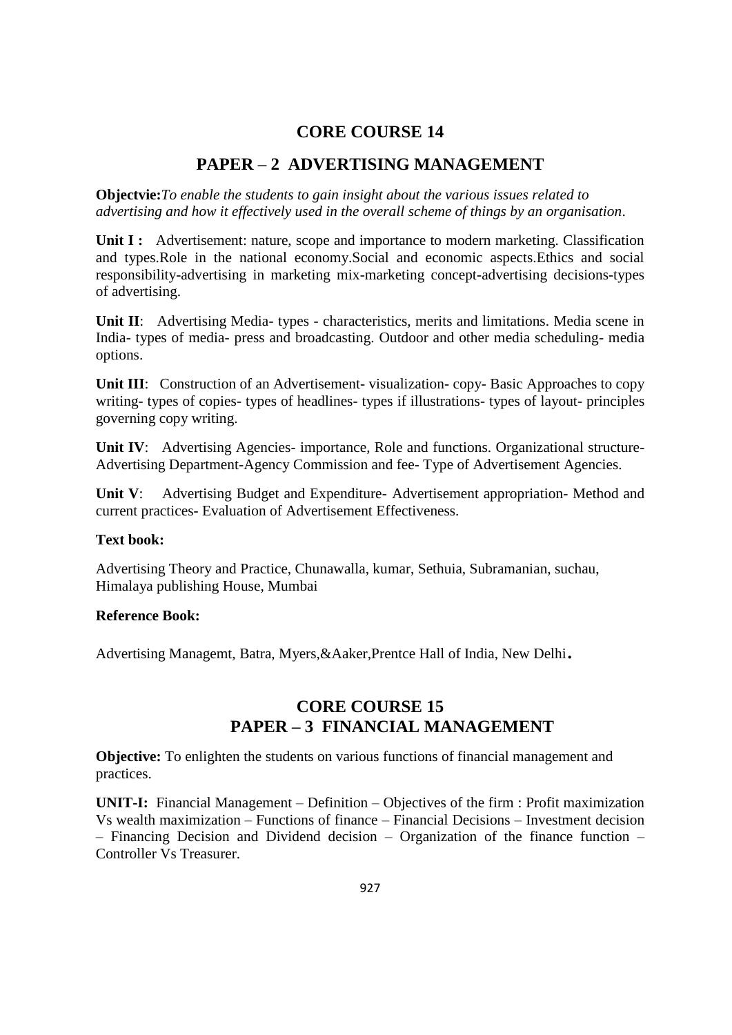## CORE COURSE 14

## PAPER – 2 ADVERTISING MANAGEMENT

**Objectvie:***To enable the students to gain insight about the various issues related to advertising and how it effectively used in the overall scheme of things by an organisation*.

**Unit I :** Advertisement: nature, scope and importance to modern marketing. Classification and types.Role in the national economy.Social and economic aspects.Ethics and social responsibility-advertising in marketing mix-marketing concept-advertising decisions-types of advertising.

**Unit II**: Advertising Media- types - characteristics, merits and limitations. Media scene in India- types of media- press and broadcasting. Outdoor and other media scheduling- media options.

**Unit III**: Construction of an Advertisement- visualization- copy- Basic Approaches to copy writing- types of copies- types of headlines- types if illustrations- types of layout- principles governing copy writing.

**Unit IV**: Advertising Agencies- importance, Role and functions. Organizational structure- Advertising Department-Agency Commission and fee- Type of Advertisement Agencies.

**Unit V**: Advertising Budget and Expenditure- Advertisement appropriation- Method and current practices- Evaluation of Advertisement Effectiveness.

**Text book:**

Advertising Theory and Practice, Chunawalla, kumar, Sethuia, Subramanian, suchau, Himalaya publishing House, Mumbai

**Reference Book:**

Advertising Managemt, Batra, Myers,&Aaker,Prentce Hall of India, New Delhi.

## CORE COURSE 15
## PAPER – 3 FINANCIAL MANAGEMENT

**Objective:** To enlighten the students on various functions of financial management and practices.

**UNIT-I:** Financial Management – Definition – Objectives of the firm : Profit maximization Vs wealth maximization – Functions of finance – Financial Decisions – Investment decision – Financing Decision and Dividend decision – Organization of the finance function – Controller Vs Treasurer.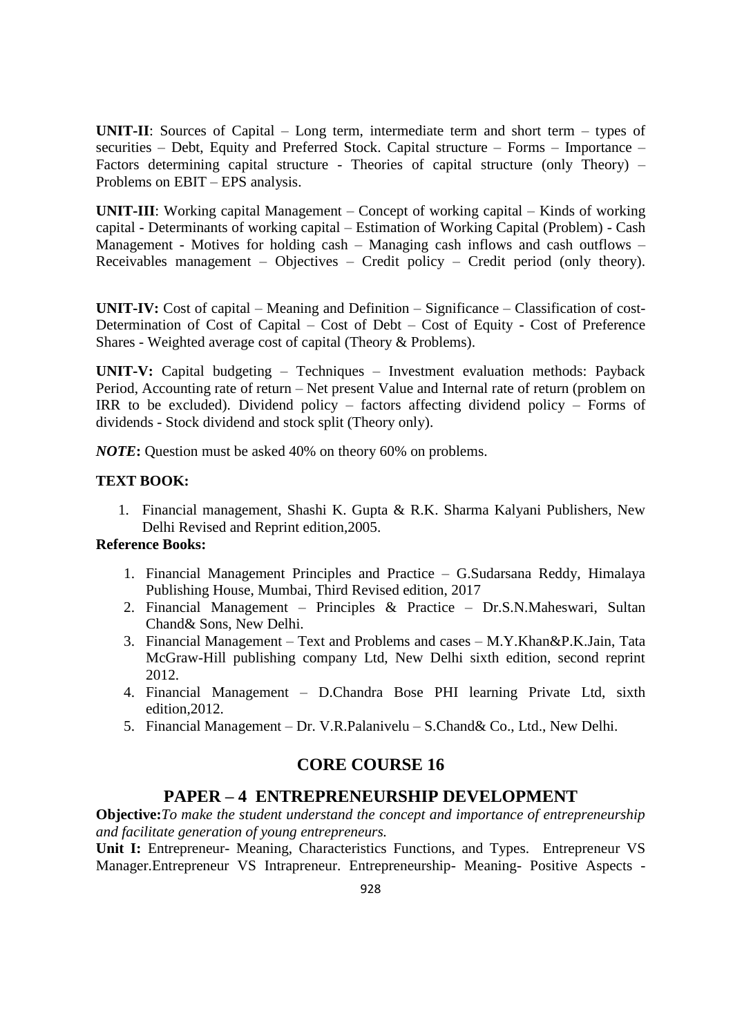**UNIT-II**: Sources of Capital – Long term, intermediate term and short term – types of securities – Debt, Equity and Preferred Stock. Capital structure – Forms – Importance – Factors determining capital structure - Theories of capital structure (only Theory) – Problems on EBIT – EPS analysis.

**UNIT-III**: Working capital Management – Concept of working capital – Kinds of working capital - Determinants of working capital – Estimation of Working Capital (Problem) - Cash Management - Motives for holding cash – Managing cash inflows and cash outflows – Receivables management – Objectives – Credit policy – Credit period (only theory).

**UNIT-IV:** Cost of capital – Meaning and Definition – Significance – Classification of cost- Determination of Cost of Capital – Cost of Debt – Cost of Equity - Cost of Preference Shares - Weighted average cost of capital (Theory & Problems).

**UNIT-V:** Capital budgeting – Techniques – Investment evaluation methods: Payback Period, Accounting rate of return – Net present Value and Internal rate of return (problem on IRR to be excluded). Dividend policy – factors affecting dividend policy – Forms of dividends - Stock dividend and stock split (Theory only).

***NOTE*:** Question must be asked 40% on theory 60% on problems.

**TEXT BOOK:**

1. Financial management, Shashi K. Gupta & R.K. Sharma Kalyani Publishers, New Delhi Revised and Reprint edition,2005.

**Reference Books:**

1. Financial Management Principles and Practice – G.Sudarsana Reddy, Himalaya Publishing House, Mumbai, Third Revised edition, 2017
2. Financial Management – Principles & Practice – Dr.S.N.Maheswari, Sultan Chand& Sons, New Delhi.
3. Financial Management – Text and Problems and cases – M.Y.Khan&P.K.Jain, Tata McGraw-Hill publishing company Ltd, New Delhi sixth edition, second reprint 2012.
4. Financial Management – D.Chandra Bose PHI learning Private Ltd, sixth edition,2012.
5. Financial Management – Dr. V.R.Palanivelu – S.Chand& Co., Ltd., New Delhi.

## CORE COURSE 16

## PAPER – 4 ENTREPRENEURSHIP DEVELOPMENT

**Objective:***To make the student understand the concept and importance of entrepreneurship and facilitate generation of young entrepreneurs.*

**Unit I:** Entrepreneur- Meaning, Characteristics Functions, and Types. Entrepreneur VS Manager.Entrepreneur VS Intrapreneur. Entrepreneurship- Meaning- Positive Aspects -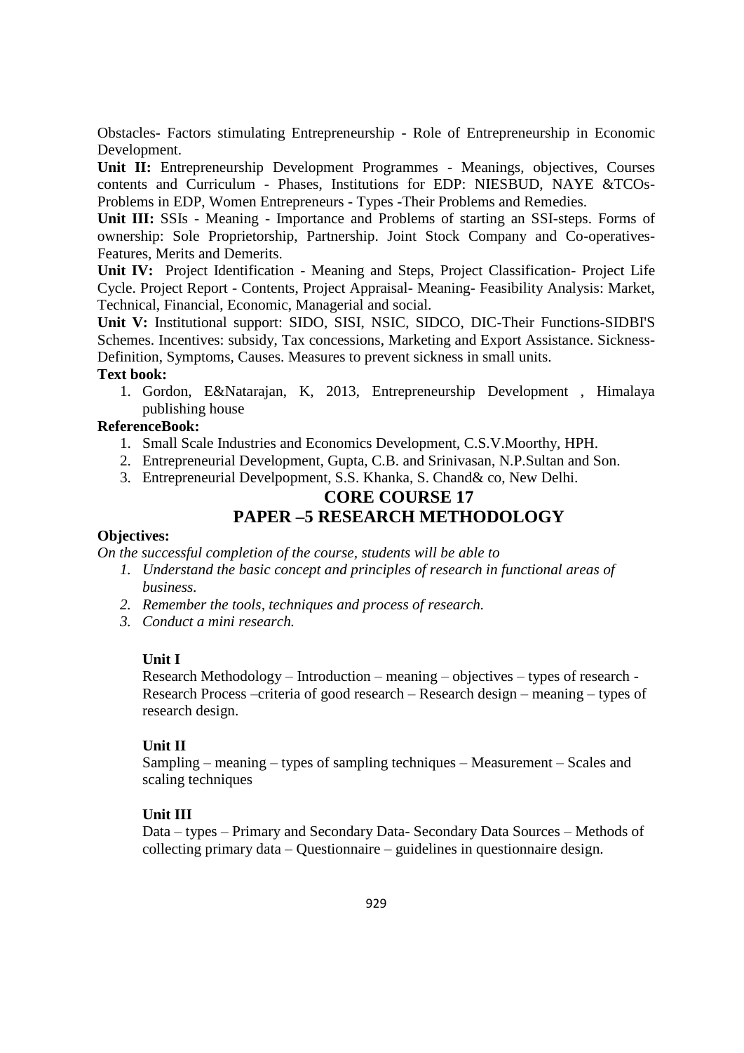Obstacles- Factors stimulating Entrepreneurship - Role of Entrepreneurship in Economic Development.

**Unit II:** Entrepreneurship Development Programmes - Meanings, objectives, Courses contents and Curriculum - Phases, Institutions for EDP: NIESBUD, NAYE &TCOs-Problems in EDP, Women Entrepreneurs - Types -Their Problems and Remedies.

**Unit III:** SSIs - Meaning - Importance and Problems of starting an SSI-steps. Forms of ownership: Sole Proprietorship, Partnership. Joint Stock Company and Co-operatives-Features, Merits and Demerits.

**Unit IV:** Project Identification - Meaning and Steps, Project Classification- Project Life Cycle. Project Report - Contents, Project Appraisal- Meaning- Feasibility Analysis: Market, Technical, Financial, Economic, Managerial and social.

**Unit V:** Institutional support: SIDO, SISI, NSIC, SIDCO, DIC-Their Functions-SIDBI'S Schemes. Incentives: subsidy, Tax concessions, Marketing and Export Assistance. Sickness-Definition, Symptoms, Causes. Measures to prevent sickness in small units.

**Text book:**

1. Gordon, E&Natarajan, K, 2013, Entrepreneurship Development , Himalaya publishing house

**ReferenceBook:**

1. Small Scale Industries and Economics Development, C.S.V.Moorthy, HPH.
2. Entrepreneurial Development, Gupta, C.B. and Srinivasan, N.P.Sultan and Son.
3. Entrepreneurial Develpopment, S.S. Khanka, S. Chand& co, New Delhi.

## CORE COURSE 17
## PAPER –5 RESEARCH METHODOLOGY

**Objectives:**

*On the successful completion of the course, students will be able to*

1. *Understand the basic concept and principles of research in functional areas of business.*
2. *Remember the tools, techniques and process of research.*
3. *Conduct a mini research.*

**Unit I**

Research Methodology – Introduction – meaning – objectives – types of research - Research Process –criteria of good research – Research design – meaning – types of research design.

**Unit II**

Sampling – meaning – types of sampling techniques – Measurement – Scales and scaling techniques

**Unit III**

Data – types – Primary and Secondary Data- Secondary Data Sources – Methods of collecting primary data – Questionnaire – guidelines in questionnaire design.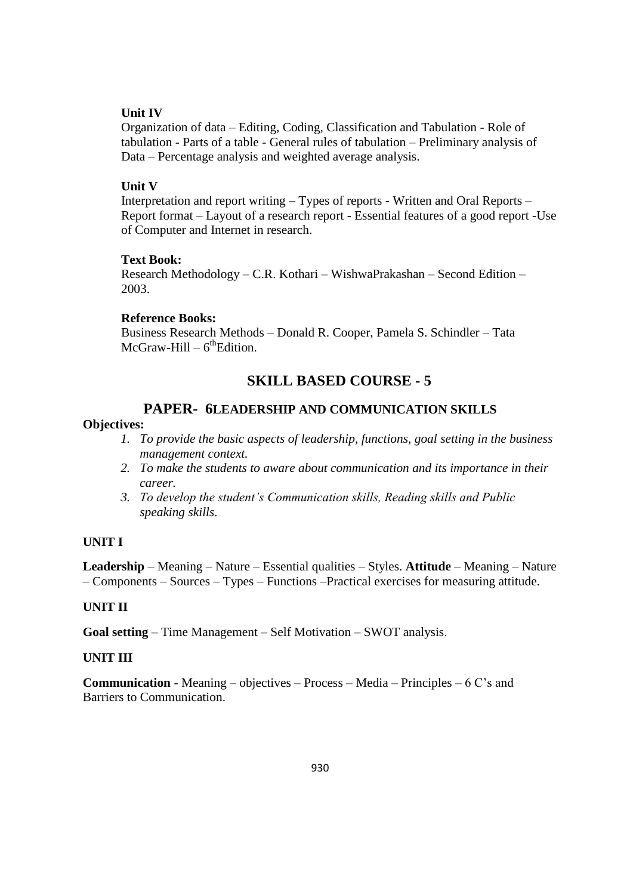**Unit IV**

Organization of data – Editing, Coding, Classification and Tabulation - Role of tabulation - Parts of a table - General rules of tabulation – Preliminary analysis of Data – Percentage analysis and weighted average analysis.

**Unit V**

Interpretation and report writing – Types of reports - Written and Oral Reports – Report format – Layout of a research report - Essential features of a good report -Use of Computer and Internet in research.

**Text Book:**

Research Methodology – C.R. Kothari – WishwaPrakashan – Second Edition – 2003.

**Reference Books:**

Business Research Methods – Donald R. Cooper, Pamela S. Schindler – Tata McGraw-Hill – 6th Edition.

## SKILL BASED COURSE - 5

### PAPER- 6LEADERSHIP AND COMMUNICATION SKILLS

**Objectives:**

1. *To provide the basic aspects of leadership, functions, goal setting in the business management context.*
2. *To make the students to aware about communication and its importance in their career.*
3. *To develop the student's Communication skills, Reading skills and Public speaking skills.*

**UNIT I**

**Leadership** – Meaning – Nature – Essential qualities – Styles. **Attitude** – Meaning – Nature – Components – Sources – Types – Functions –Practical exercises for measuring attitude.

**UNIT II**

**Goal setting** – Time Management – Self Motivation – SWOT analysis.

**UNIT III**

**Communication** - Meaning – objectives – Process – Media – Principles – 6 C's and Barriers to Communication.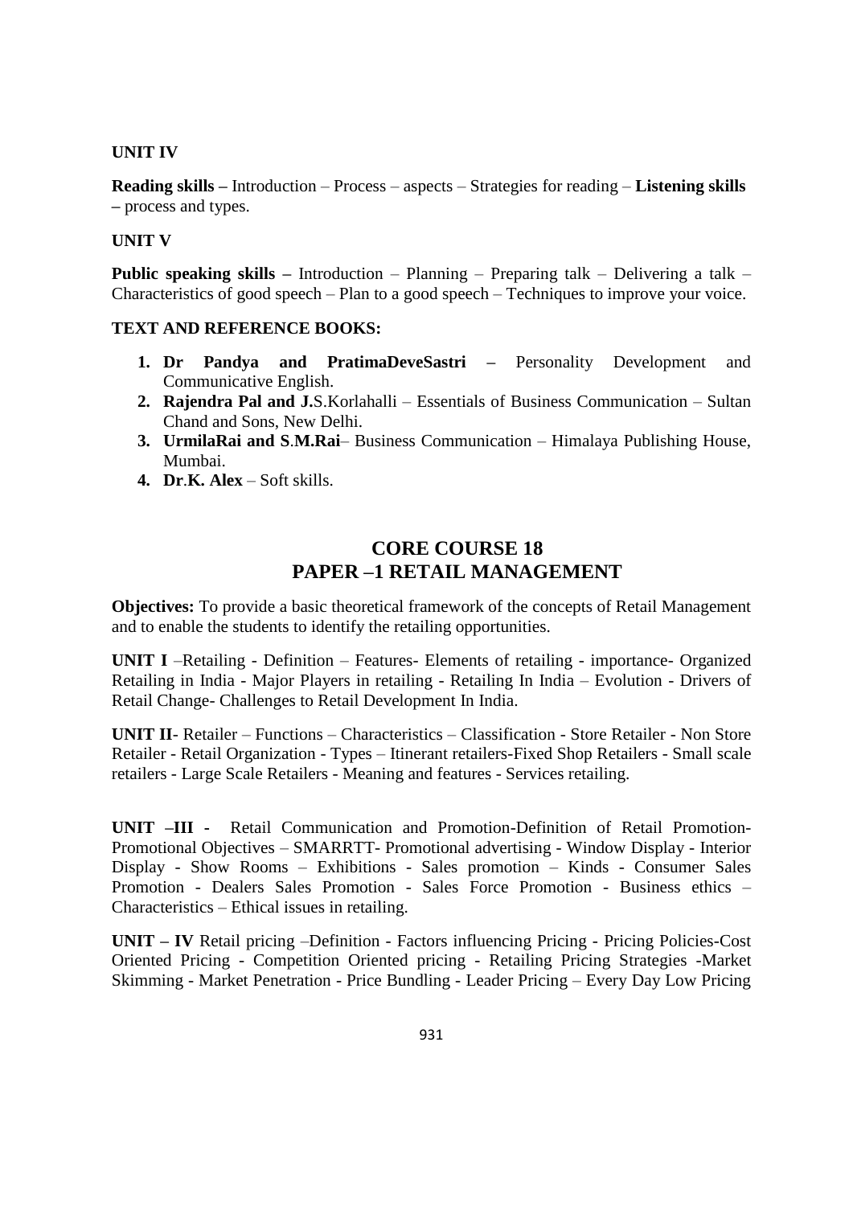**UNIT IV**

**Reading skills –** Introduction – Process – aspects – Strategies for reading – **Listening skills –** process and types.

**UNIT V**

**Public speaking skills –** Introduction – Planning – Preparing talk – Delivering a talk – Characteristics of good speech – Plan to a good speech – Techniques to improve your voice.

**TEXT AND REFERENCE BOOKS:**

1. **Dr Pandya and PratimaDeveSastri –** Personality Development and Communicative English.
2. **Rajendra Pal and J.**S.Korlahalli – Essentials of Business Communication – Sultan Chand and Sons, New Delhi.
3. **UrmilaRai and S**.**M.Rai**– Business Communication – Himalaya Publishing House, Mumbai.
4. **Dr**.**K. Alex** – Soft skills.

## CORE COURSE 18
## PAPER –1 RETAIL MANAGEMENT

**Objectives:** To provide a basic theoretical framework of the concepts of Retail Management and to enable the students to identify the retailing opportunities.

**UNIT I** –Retailing - Definition – Features- Elements of retailing - importance- Organized Retailing in India - Major Players in retailing - Retailing In India – Evolution - Drivers of Retail Change- Challenges to Retail Development In India.

**UNIT II**- Retailer – Functions – Characteristics – Classification - Store Retailer - Non Store Retailer - Retail Organization - Types – Itinerant retailers-Fixed Shop Retailers - Small scale retailers - Large Scale Retailers - Meaning and features - Services retailing.

**UNIT –III -** Retail Communication and Promotion-Definition of Retail Promotion-Promotional Objectives – SMARRTT- Promotional advertising - Window Display - Interior Display - Show Rooms – Exhibitions - Sales promotion – Kinds - Consumer Sales Promotion - Dealers Sales Promotion - Sales Force Promotion - Business ethics – Characteristics – Ethical issues in retailing.

**UNIT – IV** Retail pricing –Definition - Factors influencing Pricing - Pricing Policies-Cost Oriented Pricing - Competition Oriented pricing - Retailing Pricing Strategies -Market Skimming - Market Penetration - Price Bundling - Leader Pricing – Every Day Low Pricing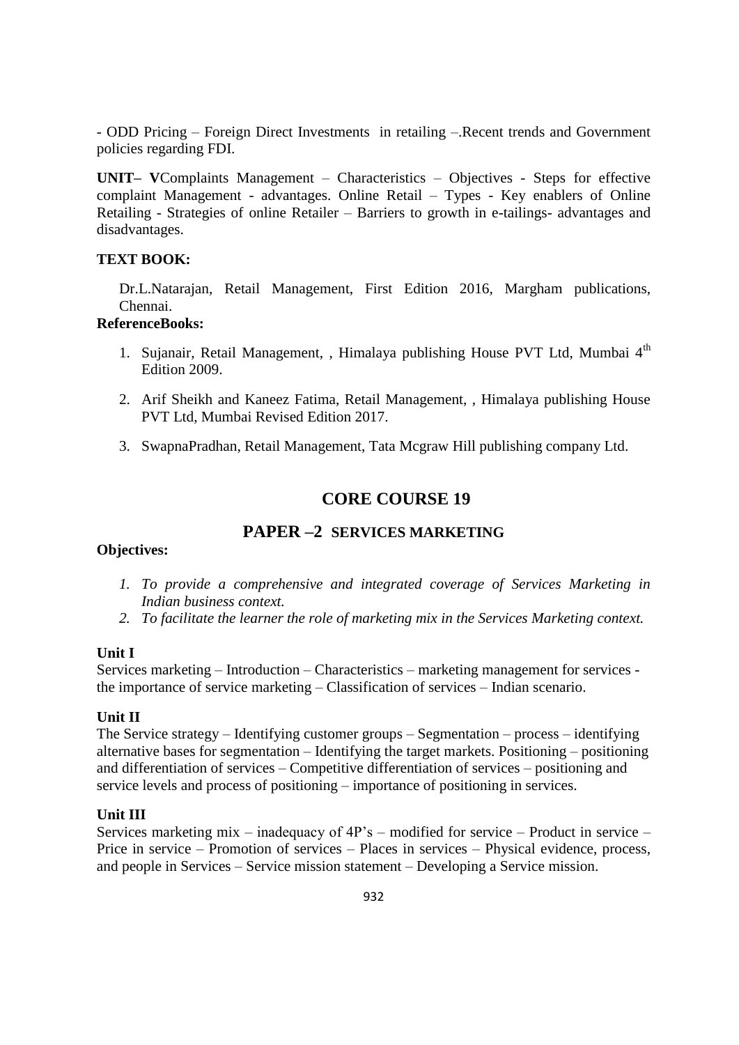- ODD Pricing – Foreign Direct Investments in retailing –.Recent trends and Government policies regarding FDI.

**UNIT– V**Complaints Management – Characteristics – Objectives - Steps for effective complaint Management - advantages. Online Retail – Types - Key enablers of Online Retailing - Strategies of online Retailer – Barriers to growth in e-tailings- advantages and disadvantages.

**TEXT BOOK:**

Dr.L.Natarajan, Retail Management, First Edition 2016, Margham publications, Chennai.

**ReferenceBooks:**

1. Sujanair, Retail Management, , Himalaya publishing House PVT Ltd, Mumbai 4th Edition 2009.
2. Arif Sheikh and Kaneez Fatima, Retail Management, , Himalaya publishing House PVT Ltd, Mumbai Revised Edition 2017.
3. SwapnaPradhan, Retail Management, Tata Mcgraw Hill publishing company Ltd.

## CORE COURSE 19

## PAPER –2 SERVICES MARKETING

**Objectives:**

1. *To provide a comprehensive and integrated coverage of Services Marketing in Indian business context.*
2. *To facilitate the learner the role of marketing mix in the Services Marketing context.*

**Unit I**

Services marketing – Introduction – Characteristics – marketing management for services - the importance of service marketing – Classification of services – Indian scenario.

**Unit II**

The Service strategy – Identifying customer groups – Segmentation – process – identifying alternative bases for segmentation – Identifying the target markets. Positioning – positioning and differentiation of services – Competitive differentiation of services – positioning and service levels and process of positioning – importance of positioning in services.

**Unit III**

Services marketing mix – inadequacy of 4P's – modified for service – Product in service – Price in service – Promotion of services – Places in services – Physical evidence, process, and people in Services – Service mission statement – Developing a Service mission.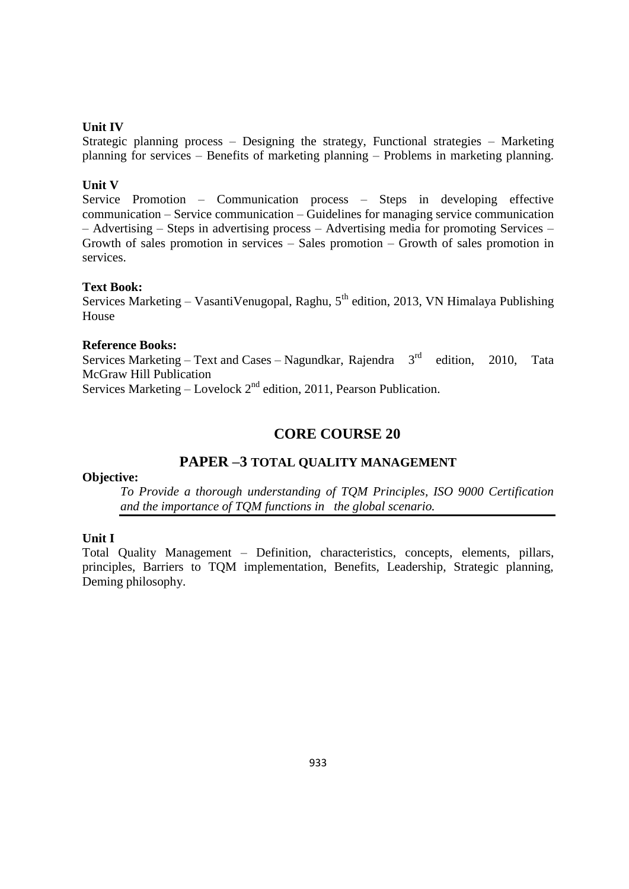**Unit IV**

Strategic planning process – Designing the strategy, Functional strategies – Marketing planning for services – Benefits of marketing planning – Problems in marketing planning.

**Unit V**

Service Promotion – Communication process – Steps in developing effective communication – Service communication – Guidelines for managing service communication – Advertising – Steps in advertising process – Advertising media for promoting Services – Growth of sales promotion in services – Sales promotion – Growth of sales promotion in services.

**Text Book:**

Services Marketing – VasantiVenugopal, Raghu, 5th edition, 2013, VN Himalaya Publishing House

**Reference Books:**

Services Marketing – Text and Cases – Nagundkar, Rajendra 3rd edition, 2010, Tata McGraw Hill Publication

Services Marketing – Lovelock 2nd edition, 2011, Pearson Publication.

## CORE COURSE 20

### PAPER –3 TOTAL QUALITY MANAGEMENT

**Objective:**

*To Provide a thorough understanding of TQM Principles, ISO 9000 Certification and the importance of TQM functions in the global scenario.*

**Unit I**

Total Quality Management – Definition, characteristics, concepts, elements, pillars, principles, Barriers to TQM implementation, Benefits, Leadership, Strategic planning, Deming philosophy.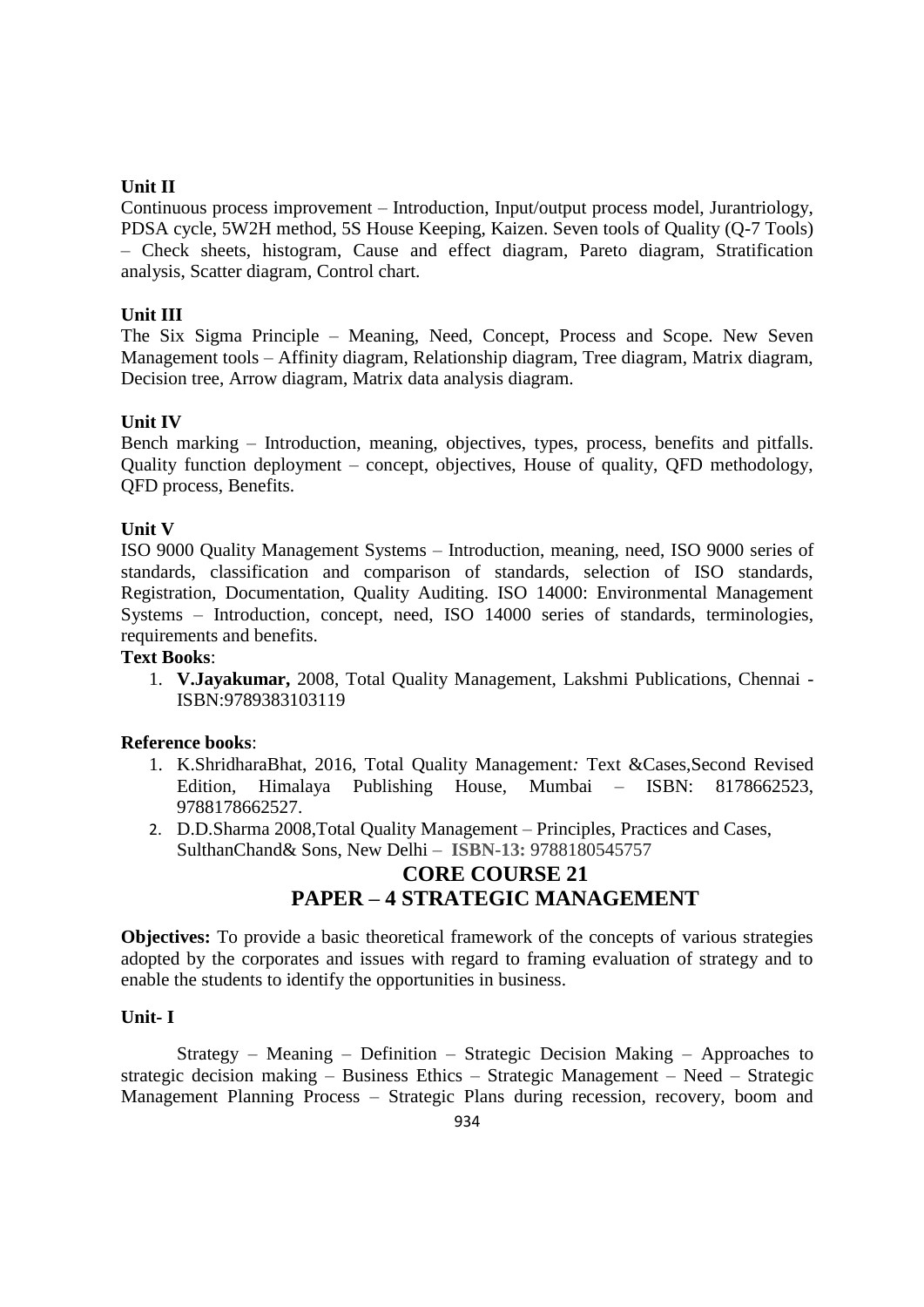**Unit II**

Continuous process improvement – Introduction, Input/output process model, Jurantriology, PDSA cycle, 5W2H method, 5S House Keeping, Kaizen. Seven tools of Quality (Q-7 Tools) – Check sheets, histogram, Cause and effect diagram, Pareto diagram, Stratification analysis, Scatter diagram, Control chart.

**Unit III**

The Six Sigma Principle – Meaning, Need, Concept, Process and Scope. New Seven Management tools – Affinity diagram, Relationship diagram, Tree diagram, Matrix diagram, Decision tree, Arrow diagram, Matrix data analysis diagram.

**Unit IV**

Bench marking – Introduction, meaning, objectives, types, process, benefits and pitfalls. Quality function deployment – concept, objectives, House of quality, QFD methodology, QFD process, Benefits.

**Unit V**

ISO 9000 Quality Management Systems – Introduction, meaning, need, ISO 9000 series of standards, classification and comparison of standards, selection of ISO standards, Registration, Documentation, Quality Auditing. ISO 14000: Environmental Management Systems – Introduction, concept, need, ISO 14000 series of standards, terminologies, requirements and benefits.

**Text Books**:

1. **V.Jayakumar,** 2008, Total Quality Management, Lakshmi Publications, Chennai - ISBN:9789383103119

**Reference books**:

1. K.ShridharaBhat, 2016, Total Quality Management*:* Text &Cases,Second Revised Edition, Himalaya Publishing House, Mumbai – ISBN: 8178662523, 9788178662527.
2. D.D.Sharma 2008,Total Quality Management – Principles, Practices and Cases, SulthanChand& Sons, New Delhi – **ISBN-13:** 9788180545757

## CORE COURSE 21
## PAPER – 4 STRATEGIC MANAGEMENT

**Objectives:** To provide a basic theoretical framework of the concepts of various strategies adopted by the corporates and issues with regard to framing evaluation of strategy and to enable the students to identify the opportunities in business.

**Unit- I**

Strategy – Meaning – Definition – Strategic Decision Making – Approaches to strategic decision making – Business Ethics – Strategic Management – Need – Strategic Management Planning Process – Strategic Plans during recession, recovery, boom and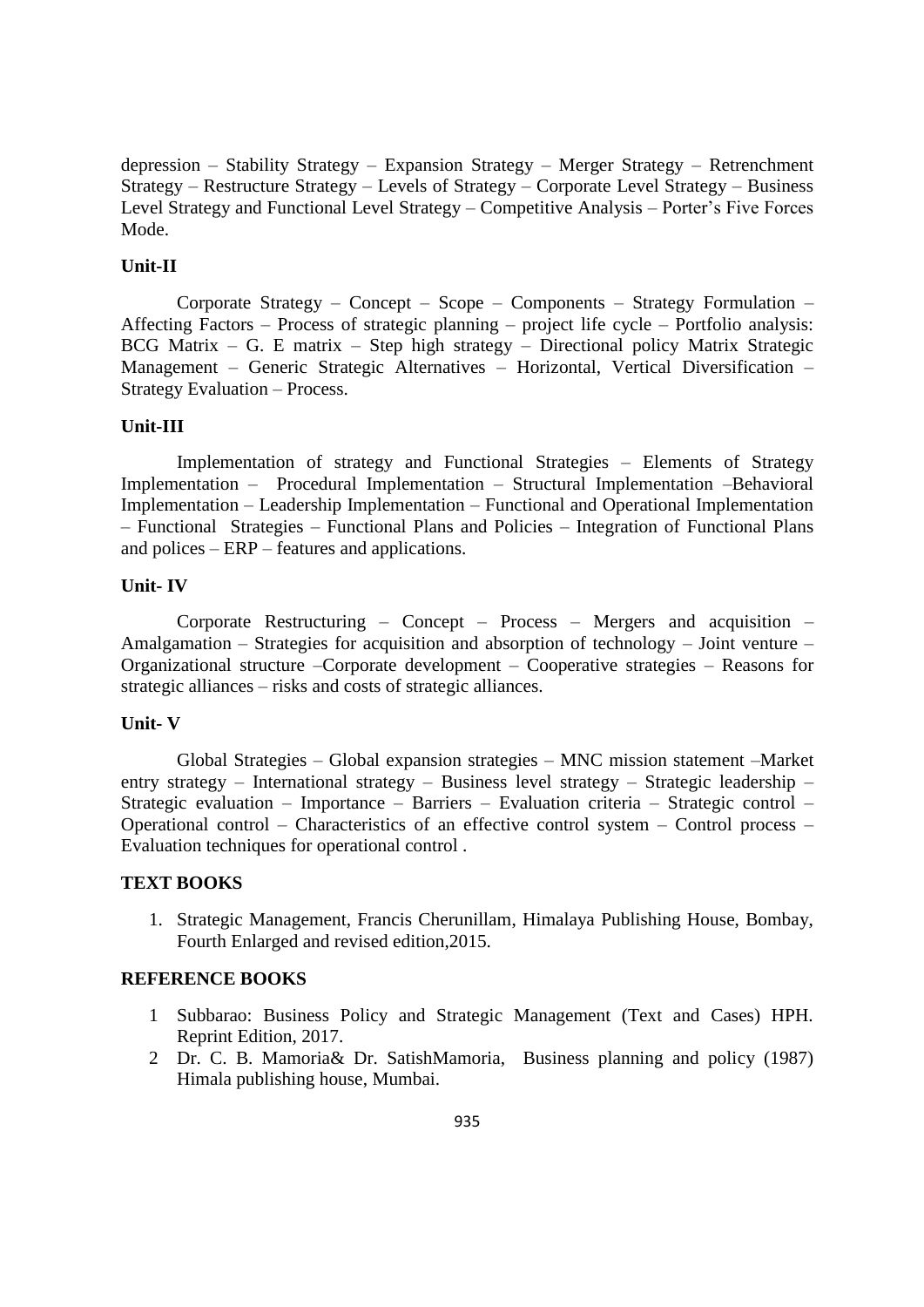depression – Stability Strategy – Expansion Strategy – Merger Strategy – Retrenchment Strategy – Restructure Strategy – Levels of Strategy – Corporate Level Strategy – Business Level Strategy and Functional Level Strategy – Competitive Analysis – Porter's Five Forces Mode.

**Unit-II**

Corporate Strategy – Concept – Scope – Components – Strategy Formulation – Affecting Factors – Process of strategic planning – project life cycle – Portfolio analysis: BCG Matrix – G. E matrix – Step high strategy – Directional policy Matrix Strategic Management – Generic Strategic Alternatives – Horizontal, Vertical Diversification – Strategy Evaluation – Process.

**Unit-III**

Implementation of strategy and Functional Strategies – Elements of Strategy Implementation – Procedural Implementation – Structural Implementation –Behavioral Implementation – Leadership Implementation – Functional and Operational Implementation – Functional Strategies – Functional Plans and Policies – Integration of Functional Plans and polices – ERP – features and applications.

**Unit- IV**

Corporate Restructuring – Concept – Process – Mergers and acquisition – Amalgamation – Strategies for acquisition and absorption of technology – Joint venture – Organizational structure –Corporate development – Cooperative strategies – Reasons for strategic alliances – risks and costs of strategic alliances.

**Unit- V**

Global Strategies – Global expansion strategies – MNC mission statement –Market entry strategy – International strategy – Business level strategy – Strategic leadership – Strategic evaluation – Importance – Barriers – Evaluation criteria – Strategic control – Operational control – Characteristics of an effective control system – Control process – Evaluation techniques for operational control .

**TEXT BOOKS**

1. Strategic Management, Francis Cherunillam, Himalaya Publishing House, Bombay, Fourth Enlarged and revised edition,2015.

**REFERENCE BOOKS**

1 Subbarao: Business Policy and Strategic Management (Text and Cases) HPH. Reprint Edition, 2017.

2 Dr. C. B. Mamoria& Dr. SatishMamoria, Business planning and policy (1987) Himala publishing house, Mumbai.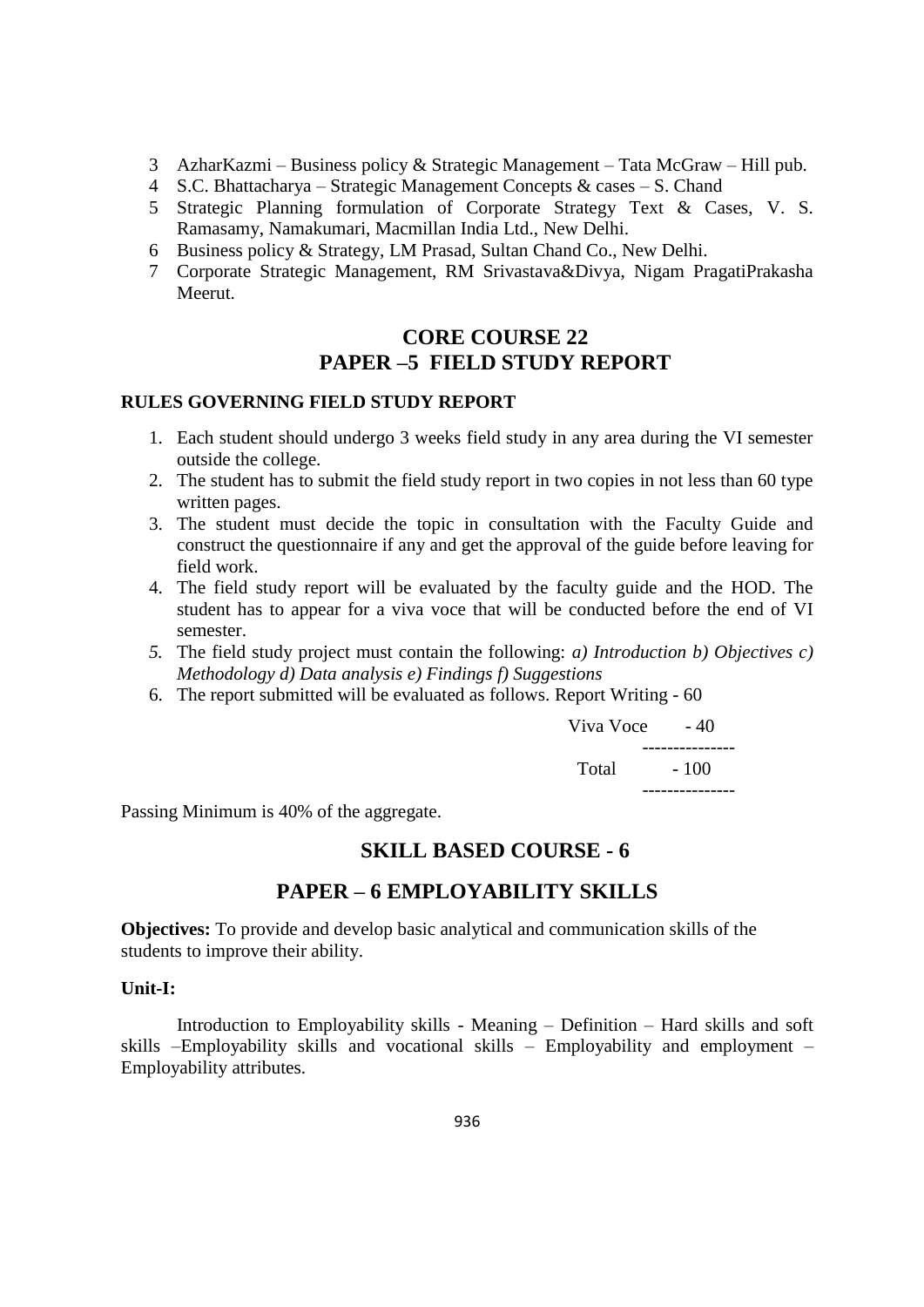3 AzharKazmi – Business policy & Strategic Management – Tata McGraw – Hill pub.
4 S.C. Bhattacharya – Strategic Management Concepts & cases – S. Chand
5 Strategic Planning formulation of Corporate Strategy Text & Cases, V. S. Ramasamy, Namakumari, Macmillan India Ltd., New Delhi.
6 Business policy & Strategy, LM Prasad, Sultan Chand Co., New Delhi.
7 Corporate Strategic Management, RM Srivastava&Divya, Nigam PragatiPrakasha Meerut.

## CORE COURSE 22
## PAPER –5 FIELD STUDY REPORT

**RULES GOVERNING FIELD STUDY REPORT**

1. Each student should undergo 3 weeks field study in any area during the VI semester outside the college.
2. The student has to submit the field study report in two copies in not less than 60 type written pages.
3. The student must decide the topic in consultation with the Faculty Guide and construct the questionnaire if any and get the approval of the guide before leaving for field work.
4. The field study report will be evaluated by the faculty guide and the HOD. The student has to appear for a viva voce that will be conducted before the end of VI semester.
5. The field study project must contain the following: *a) Introduction b) Objectives c) Methodology d) Data analysis e) Findings f) Suggestions*
6. The report submitted will be evaluated as follows. Report Writing - 60

Viva Voce - 40
---------------
Total - 100
---------------

Passing Minimum is 40% of the aggregate.

## SKILL BASED COURSE - 6

## PAPER – 6 EMPLOYABILITY SKILLS

**Objectives:** To provide and develop basic analytical and communication skills of the students to improve their ability.

**Unit-I:**

Introduction to Employability skills - Meaning – Definition – Hard skills and soft skills –Employability skills and vocational skills – Employability and employment – Employability attributes.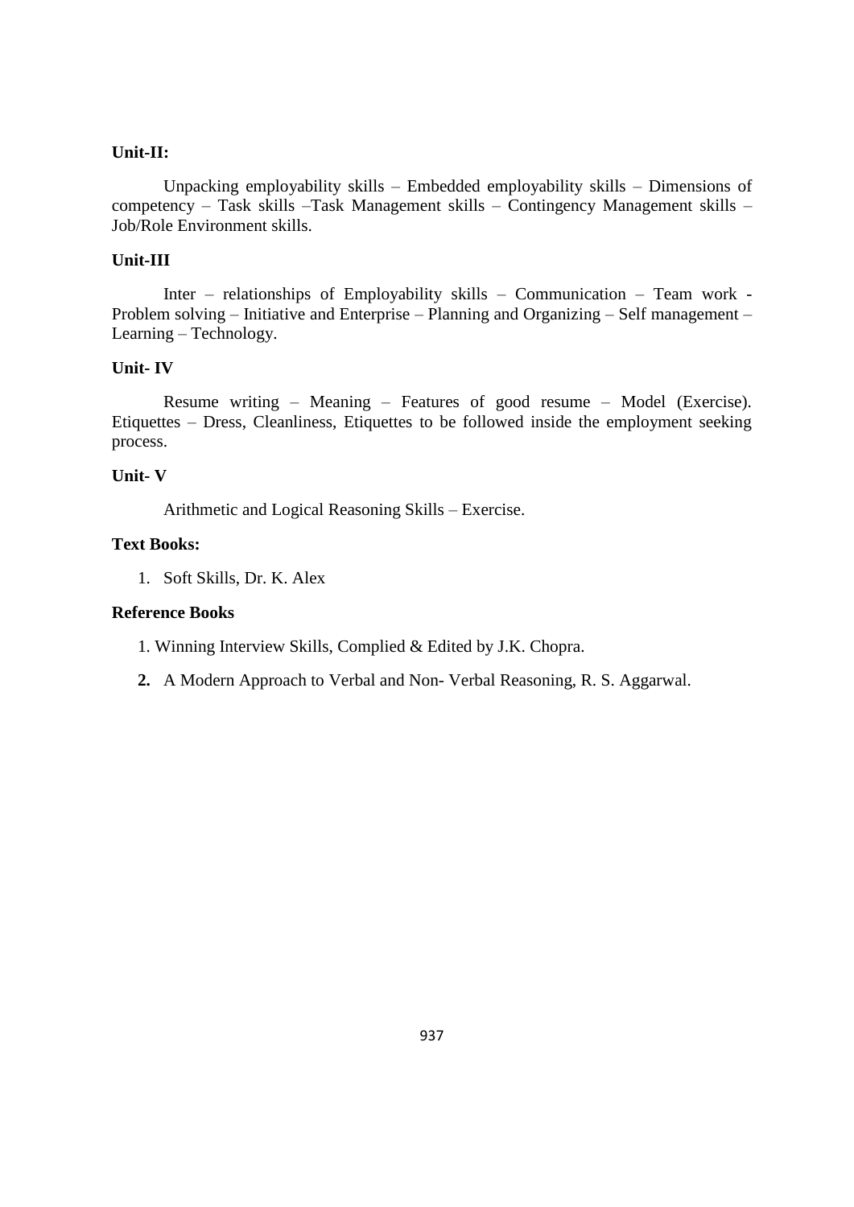**Unit-II:**

Unpacking employability skills – Embedded employability skills – Dimensions of competency – Task skills –Task Management skills – Contingency Management skills – Job/Role Environment skills.

**Unit-III**

Inter – relationships of Employability skills – Communication – Team work - Problem solving – Initiative and Enterprise – Planning and Organizing – Self management – Learning – Technology.

**Unit- IV**

Resume writing – Meaning – Features of good resume – Model (Exercise). Etiquettes – Dress, Cleanliness, Etiquettes to be followed inside the employment seeking process.

**Unit- V**

Arithmetic and Logical Reasoning Skills – Exercise.

**Text Books:**

1. Soft Skills, Dr. K. Alex

**Reference Books**

1. Winning Interview Skills, Complied & Edited by J.K. Chopra.
2. A Modern Approach to Verbal and Non- Verbal Reasoning, R. S. Aggarwal.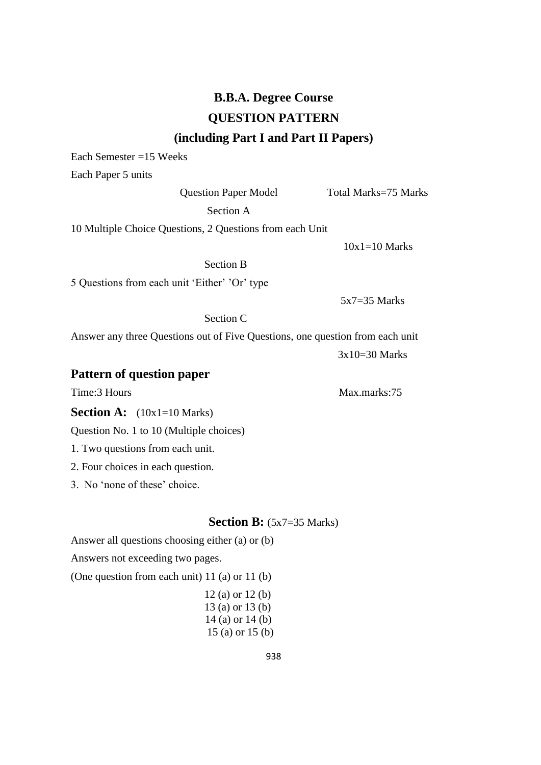# B.B.A. Degree Course

## QUESTION PATTERN

## (including Part I and Part II Papers)

Each Semester =15 Weeks

Each Paper 5 units

Question Paper Model Total Marks=75 Marks

Section A

10 Multiple Choice Questions, 2 Questions from each Unit

10x1=10 Marks

Section B

5 Questions from each unit 'Either' 'Or' type

5x7=35 Marks

Section C

Answer any three Questions out of Five Questions, one question from each unit

3x10=30 Marks

### Pattern of question paper

Time:3 Hours Max.marks:75

**Section A:** (10x1=10 Marks)

Question No. 1 to 10 (Multiple choices)

1. Two questions from each unit.
2. Four choices in each question.
3. No 'none of these' choice.

**Section B:** (5x7=35 Marks)

Answer all questions choosing either (a) or (b)

Answers not exceeding two pages.

(One question from each unit) 11 (a) or 11 (b)

12 (a) or 12 (b)
13 (a) or 13 (b)
14 (a) or 14 (b)
15 (a) or 15 (b)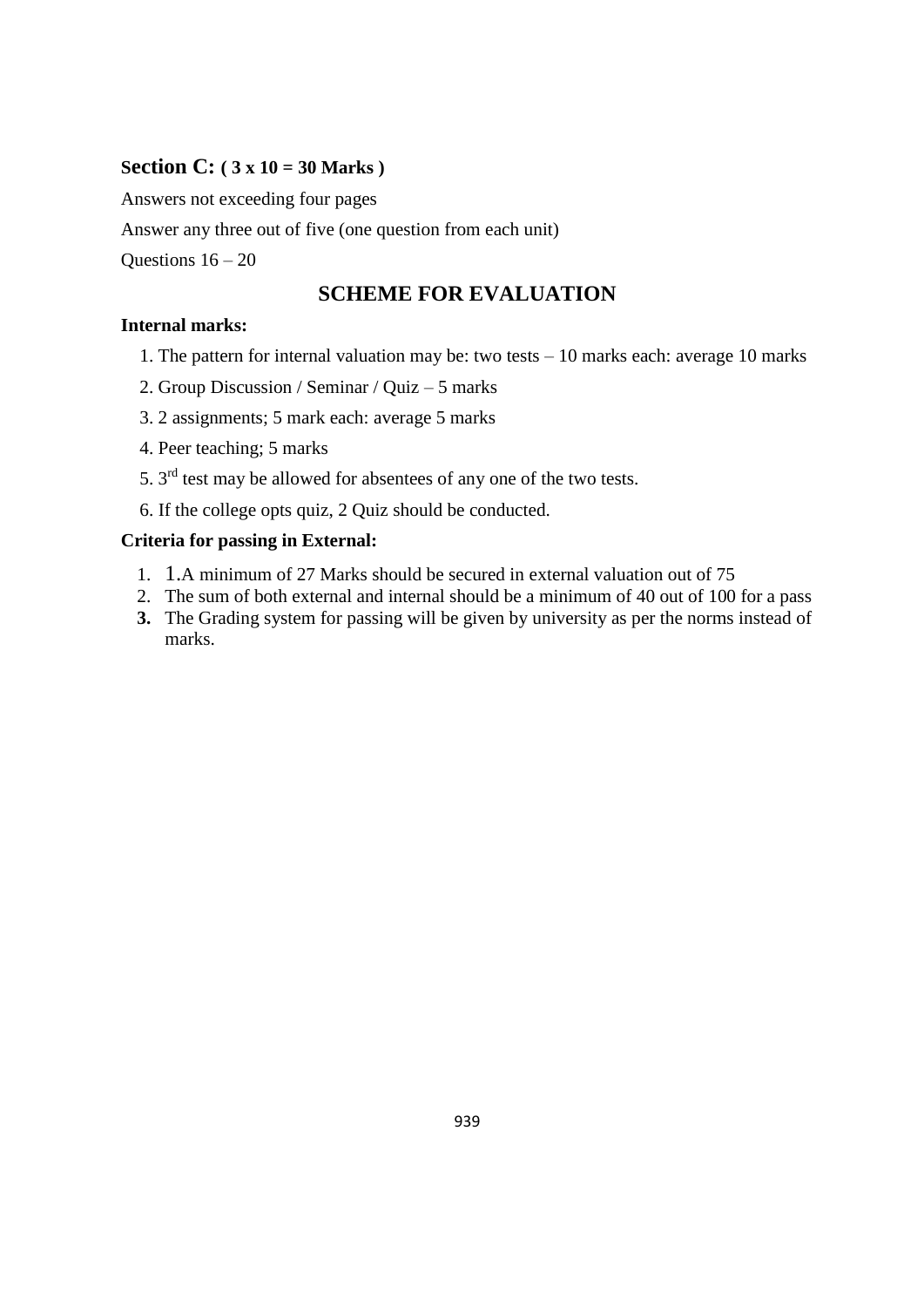## Section C: ( 3 x 10 = 30 Marks )

Answers not exceeding four pages

Answer any three out of five (one question from each unit)

Questions 16 – 20

## SCHEME FOR EVALUATION

**Internal marks:**

1. The pattern for internal valuation may be: two tests – 10 marks each: average 10 marks
2. Group Discussion / Seminar / Quiz – 5 marks
3. 2 assignments; 5 mark each: average 5 marks
4. Peer teaching; 5 marks
5. 3rd test may be allowed for absentees of any one of the two tests.
6. If the college opts quiz, 2 Quiz should be conducted.

**Criteria for passing in External:**

1. 1.A minimum of 27 Marks should be secured in external valuation out of 75
2. The sum of both external and internal should be a minimum of 40 out of 100 for a pass
3. The Grading system for passing will be given by university as per the norms instead of marks.